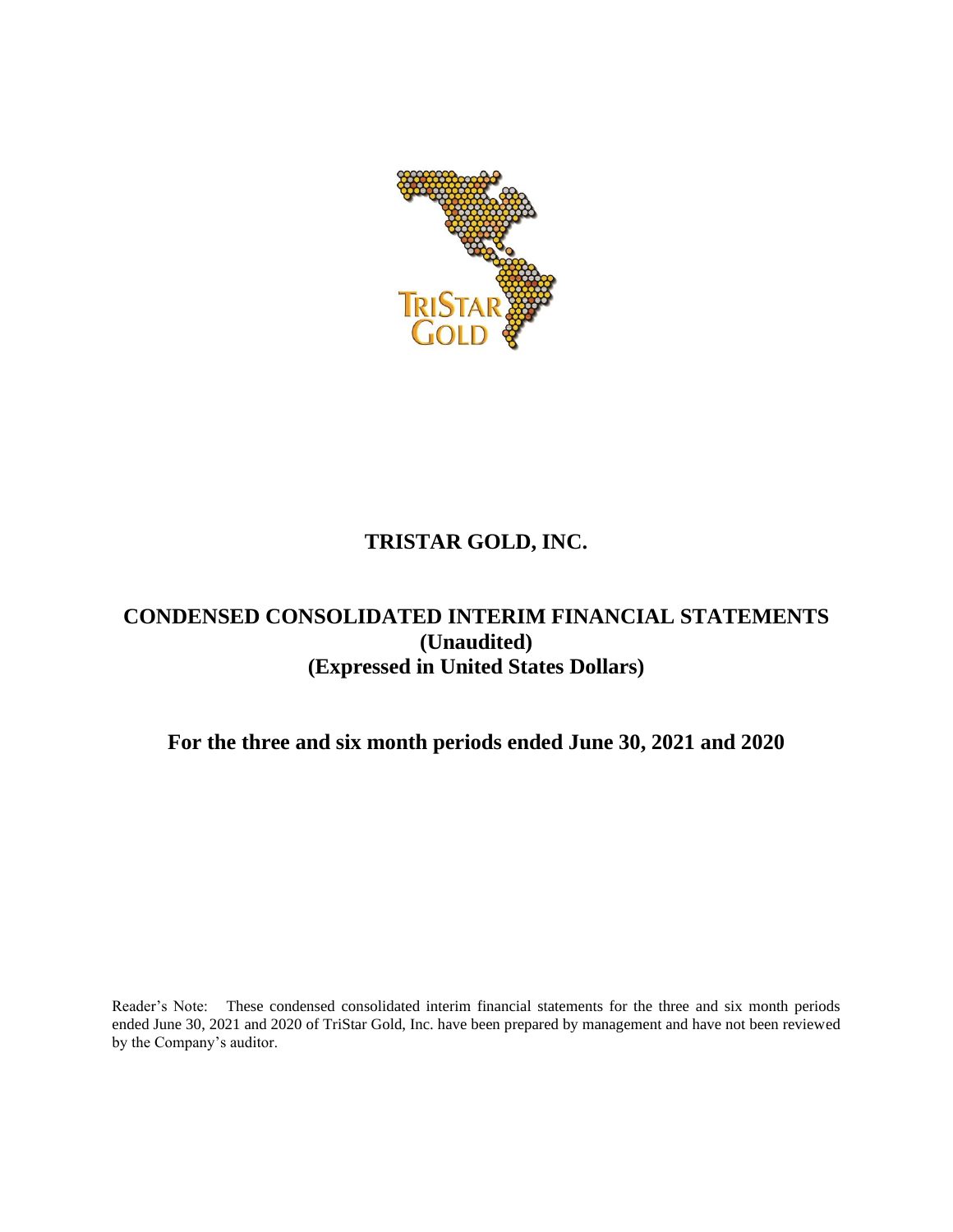# TRISTAR GOLD, INC.

## CONDENSED CONSOLIDATED INTERIM FINANCIAL STATEMENTS
## (Unaudited)
## (Expressed in United States Dollars)

### For the three and six month periods ended June 30, 2021 and 2020

Reader's Note: These condensed consolidated interim financial statements for the three and six month periods ended June 30, 2021 and 2020 of TriStar Gold, Inc. have been prepared by management and have not been reviewed by the Company's auditor.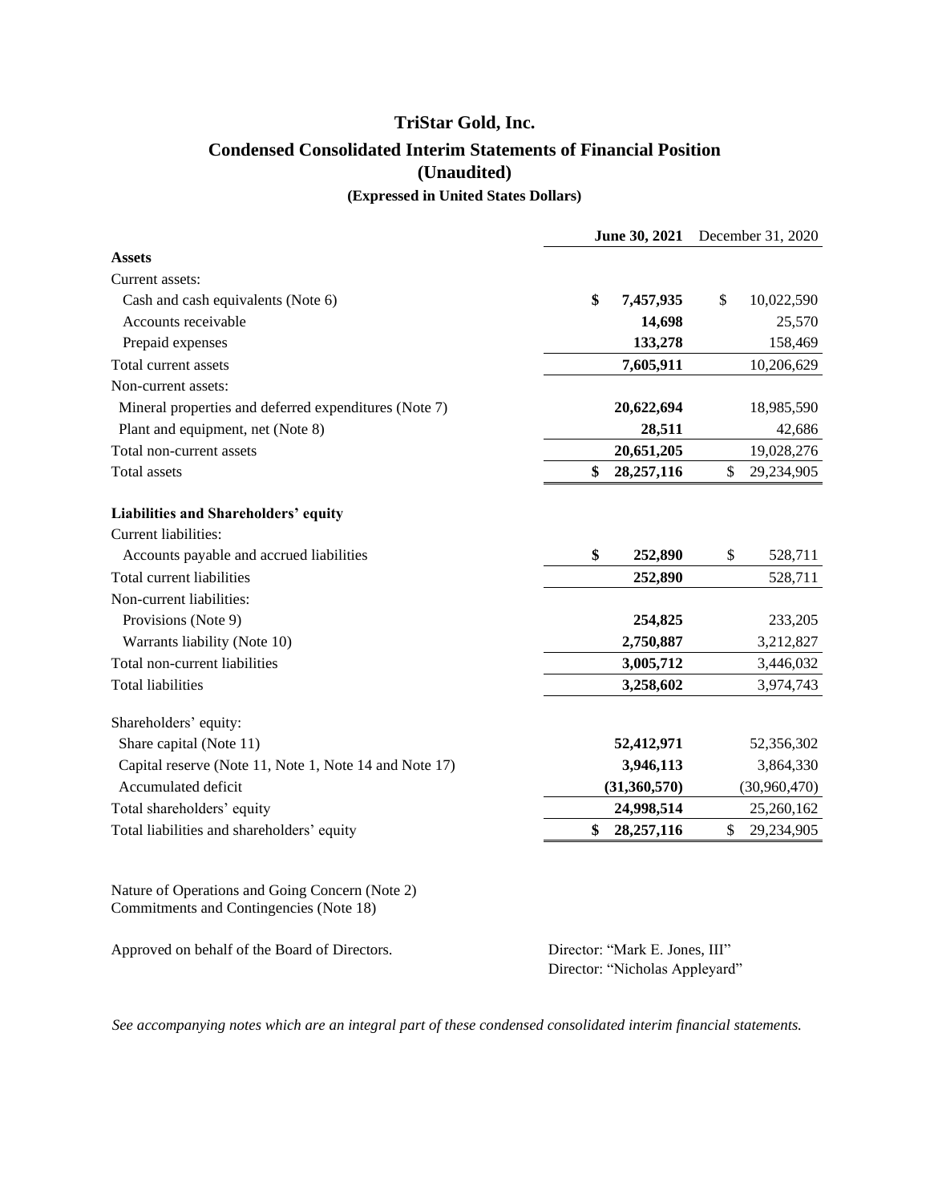# TriStar Gold, Inc.

## Condensed Consolidated Interim Statements of Financial Position

## (Unaudited)

### (Expressed in United States Dollars)

| | **June 30, 2021** | December 31, 2020 |
|---|---|---|
| **Assets** | | |
| Current assets: | | |
| Cash and cash equivalents (Note 6) | **$ 7,457,935** | $ 10,022,590 |
| Accounts receivable | **14,698** | 25,570 |
| Prepaid expenses | **133,278** | 158,469 |
| Total current assets | **7,605,911** | 10,206,629 |
| Non-current assets: | | |
| Mineral properties and deferred expenditures (Note 7) | **20,622,694** | 18,985,590 |
| Plant and equipment, net (Note 8) | **28,511** | 42,686 |
| Total non-current assets | **20,651,205** | 19,028,276 |
| Total assets | **$ 28,257,116** | $ 29,234,905 |
| | | |
| **Liabilities and Shareholders' equity** | | |
| Current liabilities: | | |
| Accounts payable and accrued liabilities | **$ 252,890** | $ 528,711 |
| Total current liabilities | **252,890** | 528,711 |
| Non-current liabilities: | | |
| Provisions (Note 9) | **254,825** | 233,205 |
| Warrants liability (Note 10) | **2,750,887** | 3,212,827 |
| Total non-current liabilities | **3,005,712** | 3,446,032 |
| Total liabilities | **3,258,602** | 3,974,743 |
| | | |
| Shareholders' equity: | | |
| Share capital (Note 11) | **52,412,971** | 52,356,302 |
| Capital reserve (Note 11, Note 1, Note 14 and Note 17) | **3,946,113** | 3,864,330 |
| Accumulated deficit | **(31,360,570)** | (30,960,470) |
| Total shareholders' equity | **24,998,514** | 25,260,162 |
| Total liabilities and shareholders' equity | **$ 28,257,116** | $ 29,234,905 |

Nature of Operations and Going Concern (Note 2)
Commitments and Contingencies (Note 18)

Approved on behalf of the Board of Directors.

Director: "Mark E. Jones, III"
Director: "Nicholas Appleyard"

*See accompanying notes which are an integral part of these condensed consolidated interim financial statements.*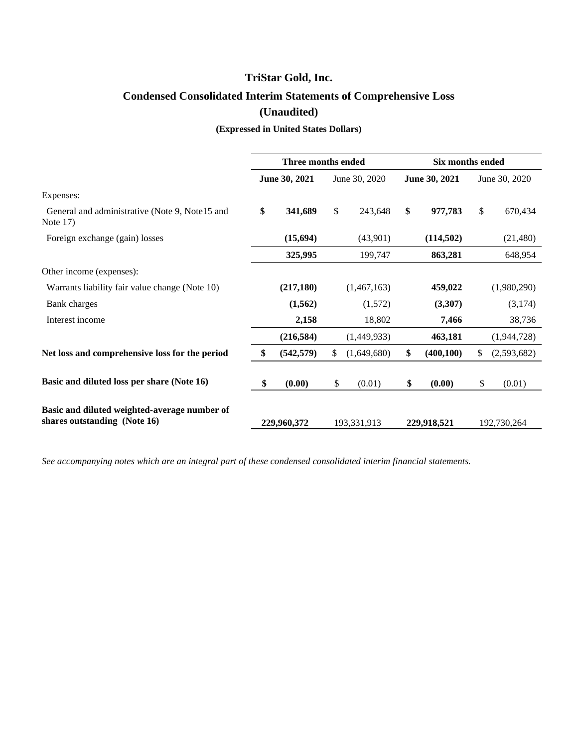# TriStar Gold, Inc.

## Condensed Consolidated Interim Statements of Comprehensive Loss

## (Unaudited)

### (Expressed in United States Dollars)

| | Three months ended | | Six months ended | |
|---|---|---|---|---|
| | **June 30, 2021** | June 30, 2020 | **June 30, 2021** | June 30, 2020 |
| Expenses: | | | | |
| General and administrative (Note 9, Note15 and Note 17) | **$ 341,689** | $ 243,648 | **$ 977,783** | $ 670,434 |
| Foreign exchange (gain) losses | **(15,694)** | (43,901) | **(114,502)** | (21,480) |
| | **325,995** | 199,747 | **863,281** | 648,954 |
| Other income (expenses): | | | | |
| Warrants liability fair value change (Note 10) | **(217,180)** | (1,467,163) | **459,022** | (1,980,290) |
| Bank charges | **(1,562)** | (1,572) | **(3,307)** | (3,174) |
| Interest income | **2,158** | 18,802 | **7,466** | 38,736 |
| | **(216,584)** | (1,449,933) | **463,181** | (1,944,728) |
| **Net loss and comprehensive loss for the period** | **$ (542,579)** | $ (1,649,680) | **$ (400,100)** | $ (2,593,682) |
| **Basic and diluted loss per share (Note 16)** | **$ (0.00)** | $ (0.01) | **$ (0.00)** | $ (0.01) |
| **Basic and diluted weighted-average number of shares outstanding (Note 16)** | **229,960,372** | 193,331,913 | **229,918,521** | 192,730,264 |

*See accompanying notes which are an integral part of these condensed consolidated interim financial statements.*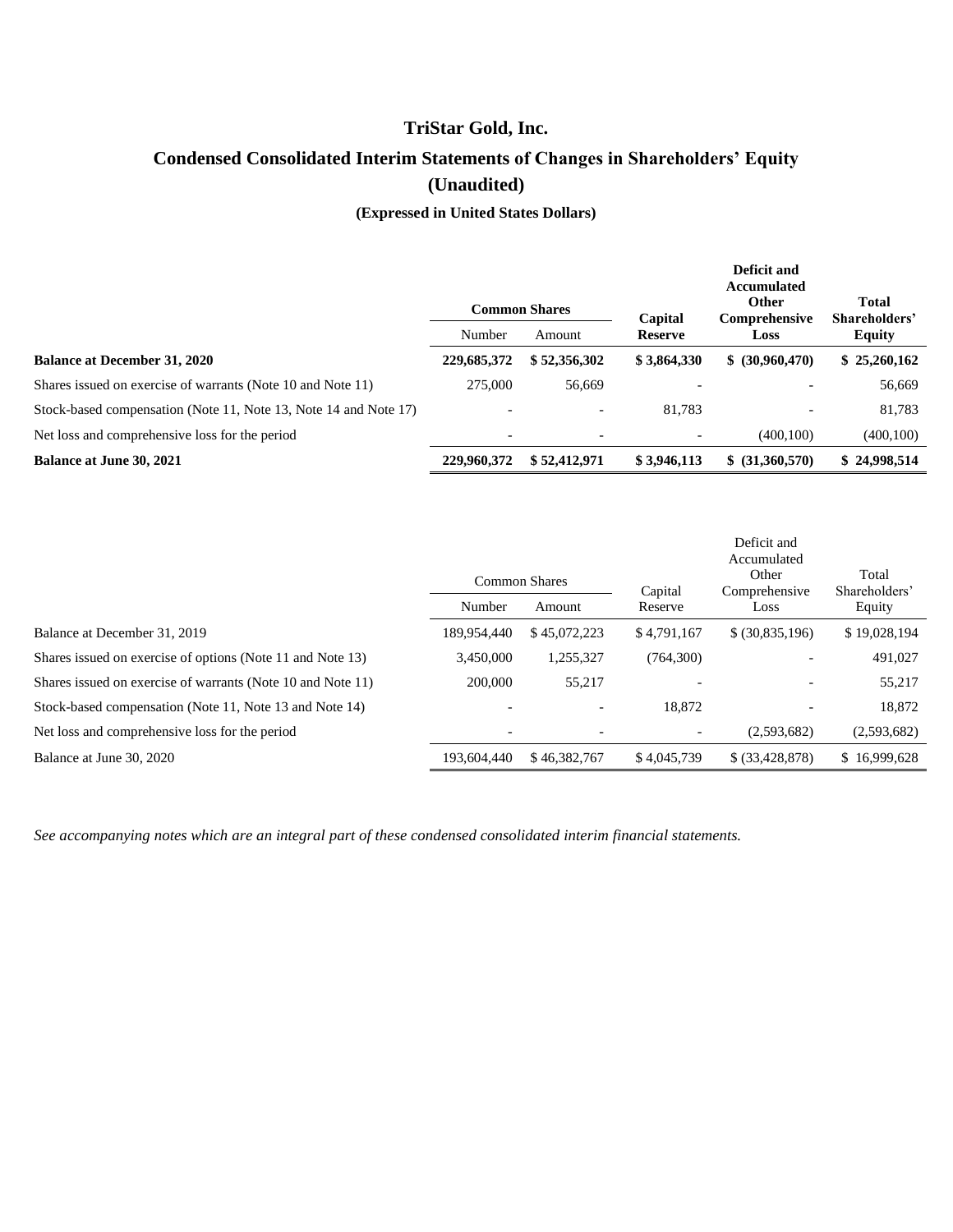# TriStar Gold, Inc.

## Condensed Consolidated Interim Statements of Changes in Shareholders' Equity (Unaudited)

### (Expressed in United States Dollars)

| | Common Shares | | Capital Reserve | Deficit and Accumulated Other Comprehensive Loss | Total Shareholders' Equity |
|---|---|---|---|---|---|
| | Number | Amount | | | |
| **Balance at December 31, 2020** | **229,685,372** | **$ 52,356,302** | **$ 3,864,330** | **$ (30,960,470)** | **$ 25,260,162** |
| Shares issued on exercise of warrants (Note 10 and Note 11) | 275,000 | 56,669 | - | - | 56,669 |
| Stock-based compensation (Note 11, Note 13, Note 14 and Note 17) | - | - | 81,783 | - | 81,783 |
| Net loss and comprehensive loss for the period | - | - | - | (400,100) | (400,100) |
| **Balance at June 30, 2021** | **229,960,372** | **$ 52,412,971** | **$ 3,946,113** | **$ (31,360,570)** | **$ 24,998,514** |

| | Common Shares | | Capital Reserve | Deficit and Accumulated Other Comprehensive Loss | Total Shareholders' Equity |
|---|---|---|---|---|---|
| | Number | Amount | | | |
| Balance at December 31, 2019 | 189,954,440 | $ 45,072,223 | $ 4,791,167 | $ (30,835,196) | $ 19,028,194 |
| Shares issued on exercise of options (Note 11 and Note 13) | 3,450,000 | 1,255,327 | (764,300) | - | 491,027 |
| Shares issued on exercise of warrants (Note 10 and Note 11) | 200,000 | 55,217 | - | - | 55,217 |
| Stock-based compensation (Note 11, Note 13 and Note 14) | - | - | 18,872 | - | 18,872 |
| Net loss and comprehensive loss for the period | - | - | - | (2,593,682) | (2,593,682) |
| Balance at June 30, 2020 | 193,604,440 | $ 46,382,767 | $ 4,045,739 | $ (33,428,878) | $ 16,999,628 |

*See accompanying notes which are an integral part of these condensed consolidated interim financial statements.*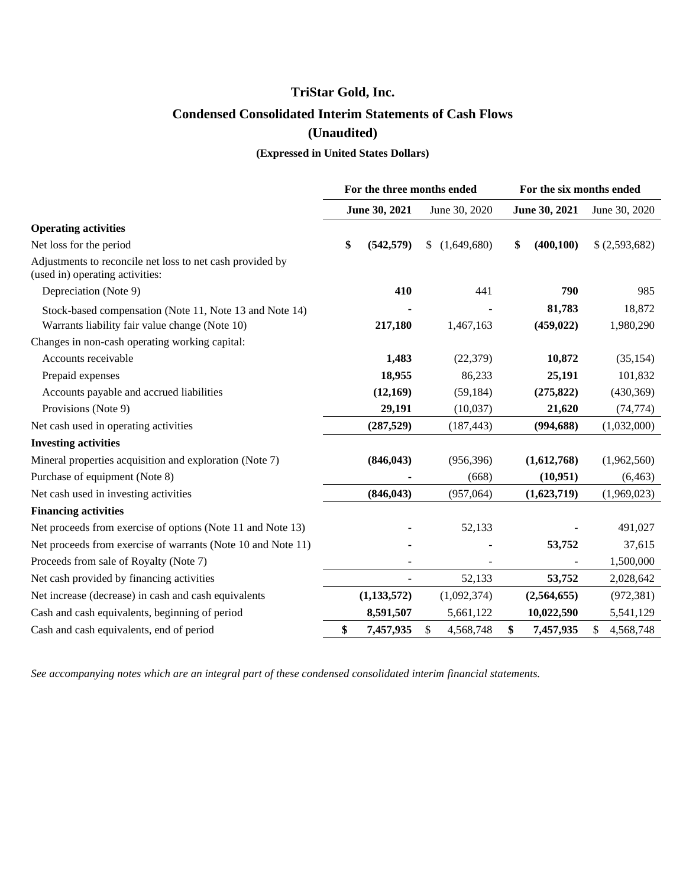# TriStar Gold, Inc.

## Condensed Consolidated Interim Statements of Cash Flows

## (Unaudited)

### (Expressed in United States Dollars)

| | For the three months ended | | For the six months ended | |
|---|---|---|---|---|
| | **June 30, 2021** | June 30, 2020 | **June 30, 2021** | June 30, 2020 |
| **Operating activities** | | | | |
| Net loss for the period | **$ (542,579)** | $ (1,649,680) | **$ (400,100)** | $ (2,593,682) |
| Adjustments to reconcile net loss to net cash provided by (used in) operating activities: | | | | |
| Depreciation (Note 9) | **410** | 441 | **790** | 985 |
| Stock-based compensation (Note 11, Note 13 and Note 14) | **-** | - | **81,783** | 18,872 |
| Warrants liability fair value change (Note 10) | **217,180** | 1,467,163 | **(459,022)** | 1,980,290 |
| Changes in non-cash operating working capital: | | | | |
| Accounts receivable | **1,483** | (22,379) | **10,872** | (35,154) |
| Prepaid expenses | **18,955** | 86,233 | **25,191** | 101,832 |
| Accounts payable and accrued liabilities | **(12,169)** | (59,184) | **(275,822)** | (430,369) |
| Provisions (Note 9) | **29,191** | (10,037) | **21,620** | (74,774) |
| Net cash used in operating activities | **(287,529)** | (187,443) | **(994,688)** | (1,032,000) |
| **Investing activities** | | | | |
| Mineral properties acquisition and exploration (Note 7) | **(846,043)** | (956,396) | **(1,612,768)** | (1,962,560) |
| Purchase of equipment (Note 8) | **-** | (668) | **(10,951)** | (6,463) |
| Net cash used in investing activities | **(846,043)** | (957,064) | **(1,623,719)** | (1,969,023) |
| **Financing activities** | | | | |
| Net proceeds from exercise of options (Note 11 and Note 13) | **-** | 52,133 | **-** | 491,027 |
| Net proceeds from exercise of warrants (Note 10 and Note 11) | **-** | - | **53,752** | 37,615 |
| Proceeds from sale of Royalty (Note 7) | **-** | - | **-** | 1,500,000 |
| Net cash provided by financing activities | **-** | 52,133 | **53,752** | 2,028,642 |
| Net increase (decrease) in cash and cash equivalents | **(1,133,572)** | (1,092,374) | **(2,564,655)** | (972,381) |
| Cash and cash equivalents, beginning of period | **8,591,507** | 5,661,122 | **10,022,590** | 5,541,129 |
| Cash and cash equivalents, end of period | **$ 7,457,935** | $ 4,568,748 | **$ 7,457,935** | $ 4,568,748 |

*See accompanying notes which are an integral part of these condensed consolidated interim financial statements.*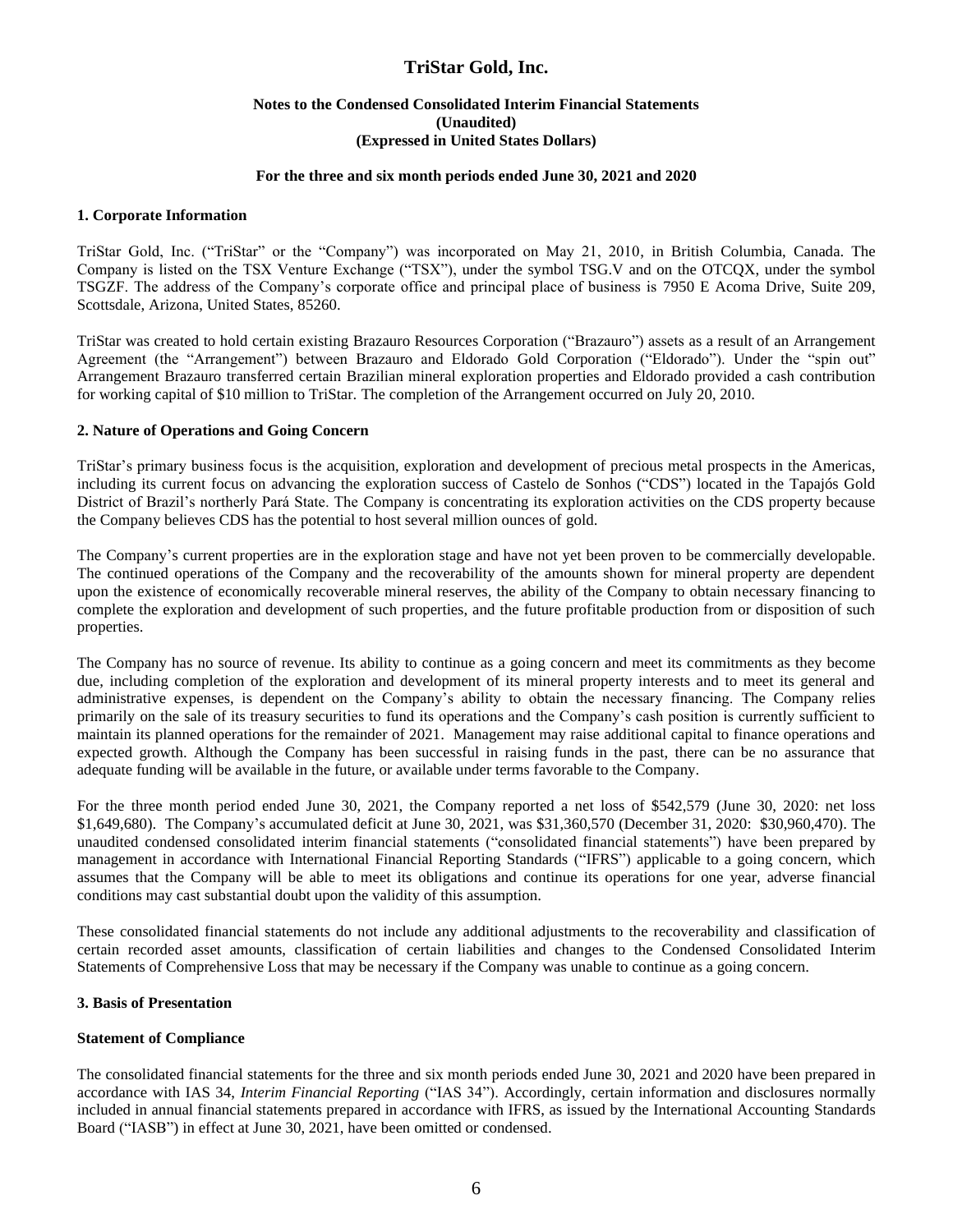# TriStar Gold, Inc.

**Notes to the Condensed Consolidated Interim Financial Statements**
**(Unaudited)**
**(Expressed in United States Dollars)**

**For the three and six month periods ended June 30, 2021 and 2020**

## 1. Corporate Information

TriStar Gold, Inc. ("TriStar" or the "Company") was incorporated on May 21, 2010, in British Columbia, Canada. The Company is listed on the TSX Venture Exchange ("TSX"), under the symbol TSG.V and on the OTCQX, under the symbol TSGZF. The address of the Company's corporate office and principal place of business is 7950 E Acoma Drive, Suite 209, Scottsdale, Arizona, United States, 85260.

TriStar was created to hold certain existing Brazauro Resources Corporation ("Brazauro") assets as a result of an Arrangement Agreement (the "Arrangement") between Brazauro and Eldorado Gold Corporation ("Eldorado"). Under the "spin out" Arrangement Brazauro transferred certain Brazilian mineral exploration properties and Eldorado provided a cash contribution for working capital of $10 million to TriStar. The completion of the Arrangement occurred on July 20, 2010.

## 2. Nature of Operations and Going Concern

TriStar's primary business focus is the acquisition, exploration and development of precious metal prospects in the Americas, including its current focus on advancing the exploration success of Castelo de Sonhos ("CDS") located in the Tapajós Gold District of Brazil's northerly Pará State. The Company is concentrating its exploration activities on the CDS property because the Company believes CDS has the potential to host several million ounces of gold.

The Company's current properties are in the exploration stage and have not yet been proven to be commercially developable. The continued operations of the Company and the recoverability of the amounts shown for mineral property are dependent upon the existence of economically recoverable mineral reserves, the ability of the Company to obtain necessary financing to complete the exploration and development of such properties, and the future profitable production from or disposition of such properties.

The Company has no source of revenue. Its ability to continue as a going concern and meet its commitments as they become due, including completion of the exploration and development of its mineral property interests and to meet its general and administrative expenses, is dependent on the Company's ability to obtain the necessary financing. The Company relies primarily on the sale of its treasury securities to fund its operations and the Company's cash position is currently sufficient to maintain its planned operations for the remainder of 2021. Management may raise additional capital to finance operations and expected growth. Although the Company has been successful in raising funds in the past, there can be no assurance that adequate funding will be available in the future, or available under terms favorable to the Company.

For the three month period ended June 30, 2021, the Company reported a net loss of $542,579 (June 30, 2020: net loss $1,649,680). The Company's accumulated deficit at June 30, 2021, was $31,360,570 (December 31, 2020: $30,960,470). The unaudited condensed consolidated interim financial statements ("consolidated financial statements") have been prepared by management in accordance with International Financial Reporting Standards ("IFRS") applicable to a going concern, which assumes that the Company will be able to meet its obligations and continue its operations for one year, adverse financial conditions may cast substantial doubt upon the validity of this assumption.

These consolidated financial statements do not include any additional adjustments to the recoverability and classification of certain recorded asset amounts, classification of certain liabilities and changes to the Condensed Consolidated Interim Statements of Comprehensive Loss that may be necessary if the Company was unable to continue as a going concern.

## 3. Basis of Presentation

### Statement of Compliance

The consolidated financial statements for the three and six month periods ended June 30, 2021 and 2020 have been prepared in accordance with IAS 34, *Interim Financial Reporting* ("IAS 34"). Accordingly, certain information and disclosures normally included in annual financial statements prepared in accordance with IFRS, as issued by the International Accounting Standards Board ("IASB") in effect at June 30, 2021, have been omitted or condensed.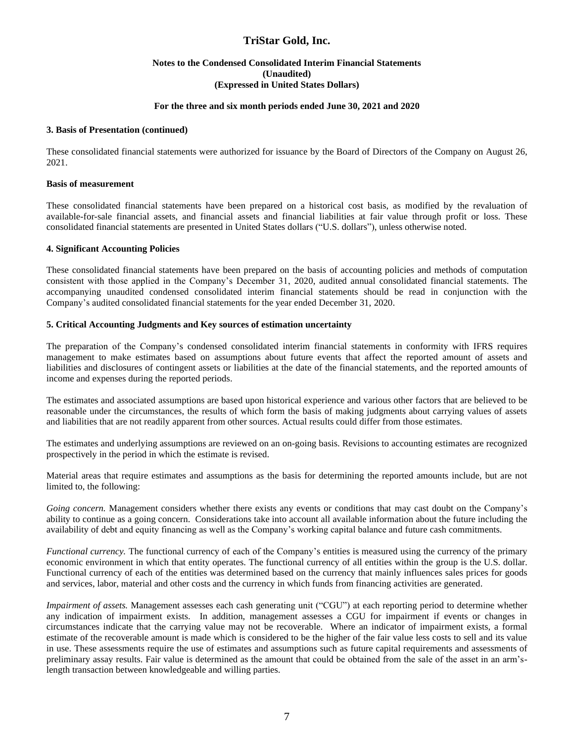### 3. Basis of Presentation (continued)

These consolidated financial statements were authorized for issuance by the Board of Directors of the Company on August 26, 2021.

**Basis of measurement**

These consolidated financial statements have been prepared on a historical cost basis, as modified by the revaluation of available-for-sale financial assets, and financial assets and financial liabilities at fair value through profit or loss. These consolidated financial statements are presented in United States dollars ("U.S. dollars"), unless otherwise noted.

### 4. Significant Accounting Policies

These consolidated financial statements have been prepared on the basis of accounting policies and methods of computation consistent with those applied in the Company's December 31, 2020, audited annual consolidated financial statements. The accompanying unaudited condensed consolidated interim financial statements should be read in conjunction with the Company's audited consolidated financial statements for the year ended December 31, 2020.

### 5. Critical Accounting Judgments and Key sources of estimation uncertainty

The preparation of the Company's condensed consolidated interim financial statements in conformity with IFRS requires management to make estimates based on assumptions about future events that affect the reported amount of assets and liabilities and disclosures of contingent assets or liabilities at the date of the financial statements, and the reported amounts of income and expenses during the reported periods.

The estimates and associated assumptions are based upon historical experience and various other factors that are believed to be reasonable under the circumstances, the results of which form the basis of making judgments about carrying values of assets and liabilities that are not readily apparent from other sources. Actual results could differ from those estimates.

The estimates and underlying assumptions are reviewed on an on-going basis. Revisions to accounting estimates are recognized prospectively in the period in which the estimate is revised.

Material areas that require estimates and assumptions as the basis for determining the reported amounts include, but are not limited to, the following:

*Going concern.* Management considers whether there exists any events or conditions that may cast doubt on the Company's ability to continue as a going concern. Considerations take into account all available information about the future including the availability of debt and equity financing as well as the Company's working capital balance and future cash commitments.

*Functional currency.* The functional currency of each of the Company's entities is measured using the currency of the primary economic environment in which that entity operates. The functional currency of all entities within the group is the U.S. dollar. Functional currency of each of the entities was determined based on the currency that mainly influences sales prices for goods and services, labor, material and other costs and the currency in which funds from financing activities are generated.

*Impairment of assets.* Management assesses each cash generating unit ("CGU") at each reporting period to determine whether any indication of impairment exists. In addition, management assesses a CGU for impairment if events or changes in circumstances indicate that the carrying value may not be recoverable. Where an indicator of impairment exists, a formal estimate of the recoverable amount is made which is considered to be the higher of the fair value less costs to sell and its value in use. These assessments require the use of estimates and assumptions such as future capital requirements and assessments of preliminary assay results. Fair value is determined as the amount that could be obtained from the sale of the asset in an arm's-length transaction between knowledgeable and willing parties.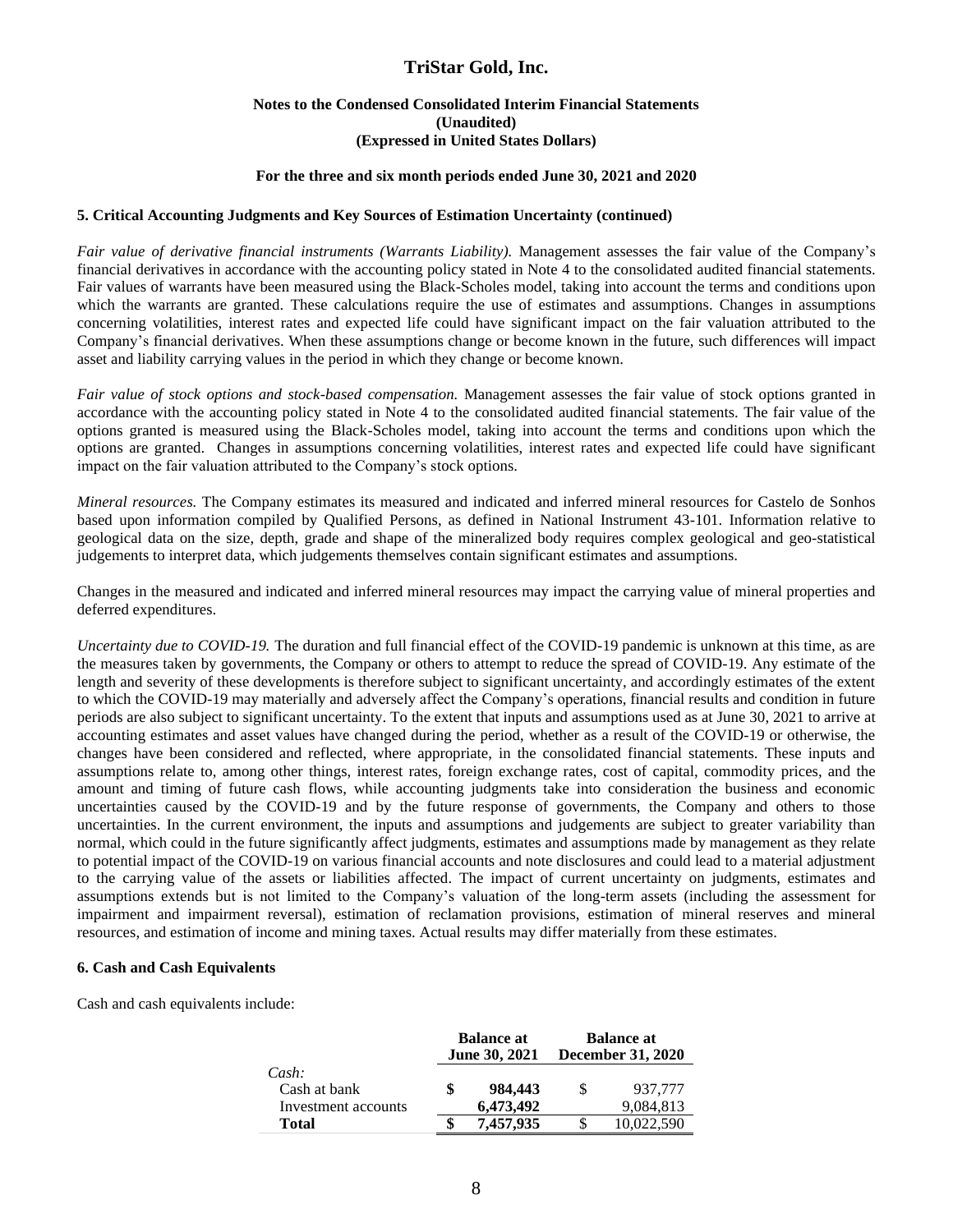## 5. Critical Accounting Judgments and Key Sources of Estimation Uncertainty (continued)

*Fair value of derivative financial instruments (Warrants Liability).* Management assesses the fair value of the Company's financial derivatives in accordance with the accounting policy stated in Note 4 to the consolidated audited financial statements. Fair values of warrants have been measured using the Black-Scholes model, taking into account the terms and conditions upon which the warrants are granted. These calculations require the use of estimates and assumptions. Changes in assumptions concerning volatilities, interest rates and expected life could have significant impact on the fair valuation attributed to the Company's financial derivatives. When these assumptions change or become known in the future, such differences will impact asset and liability carrying values in the period in which they change or become known.

*Fair value of stock options and stock-based compensation.* Management assesses the fair value of stock options granted in accordance with the accounting policy stated in Note 4 to the consolidated audited financial statements. The fair value of the options granted is measured using the Black-Scholes model, taking into account the terms and conditions upon which the options are granted. Changes in assumptions concerning volatilities, interest rates and expected life could have significant impact on the fair valuation attributed to the Company's stock options.

*Mineral resources.* The Company estimates its measured and indicated and inferred mineral resources for Castelo de Sonhos based upon information compiled by Qualified Persons, as defined in National Instrument 43-101. Information relative to geological data on the size, depth, grade and shape of the mineralized body requires complex geological and geo-statistical judgements to interpret data, which judgements themselves contain significant estimates and assumptions.

Changes in the measured and indicated and inferred mineral resources may impact the carrying value of mineral properties and deferred expenditures.

*Uncertainty due to COVID-19.* The duration and full financial effect of the COVID-19 pandemic is unknown at this time, as are the measures taken by governments, the Company or others to attempt to reduce the spread of COVID-19. Any estimate of the length and severity of these developments is therefore subject to significant uncertainty, and accordingly estimates of the extent to which the COVID-19 may materially and adversely affect the Company's operations, financial results and condition in future periods are also subject to significant uncertainty. To the extent that inputs and assumptions used as at June 30, 2021 to arrive at accounting estimates and asset values have changed during the period, whether as a result of the COVID-19 or otherwise, the changes have been considered and reflected, where appropriate, in the consolidated financial statements. These inputs and assumptions relate to, among other things, interest rates, foreign exchange rates, cost of capital, commodity prices, and the amount and timing of future cash flows, while accounting judgments take into consideration the business and economic uncertainties caused by the COVID-19 and by the future response of governments, the Company and others to those uncertainties. In the current environment, the inputs and assumptions and judgements are subject to greater variability than normal, which could in the future significantly affect judgments, estimates and assumptions made by management as they relate to potential impact of the COVID-19 on various financial accounts and note disclosures and could lead to a material adjustment to the carrying value of the assets or liabilities affected. The impact of current uncertainty on judgments, estimates and assumptions extends but is not limited to the Company's valuation of the long-term assets (including the assessment for impairment and impairment reversal), estimation of reclamation provisions, estimation of mineral reserves and mineral resources, and estimation of income and mining taxes. Actual results may differ materially from these estimates.

## 6. Cash and Cash Equivalents

Cash and cash equivalents include:

| | Balance at June 30, 2021 | Balance at December 31, 2020 |
|---|---|---|
| *Cash:* | | |
| Cash at bank | **$ 984,443** | $ 937,777 |
| Investment accounts | **6,473,492** | 9,084,813 |
| **Total** | **$ 7,457,935** | $ 10,022,590 |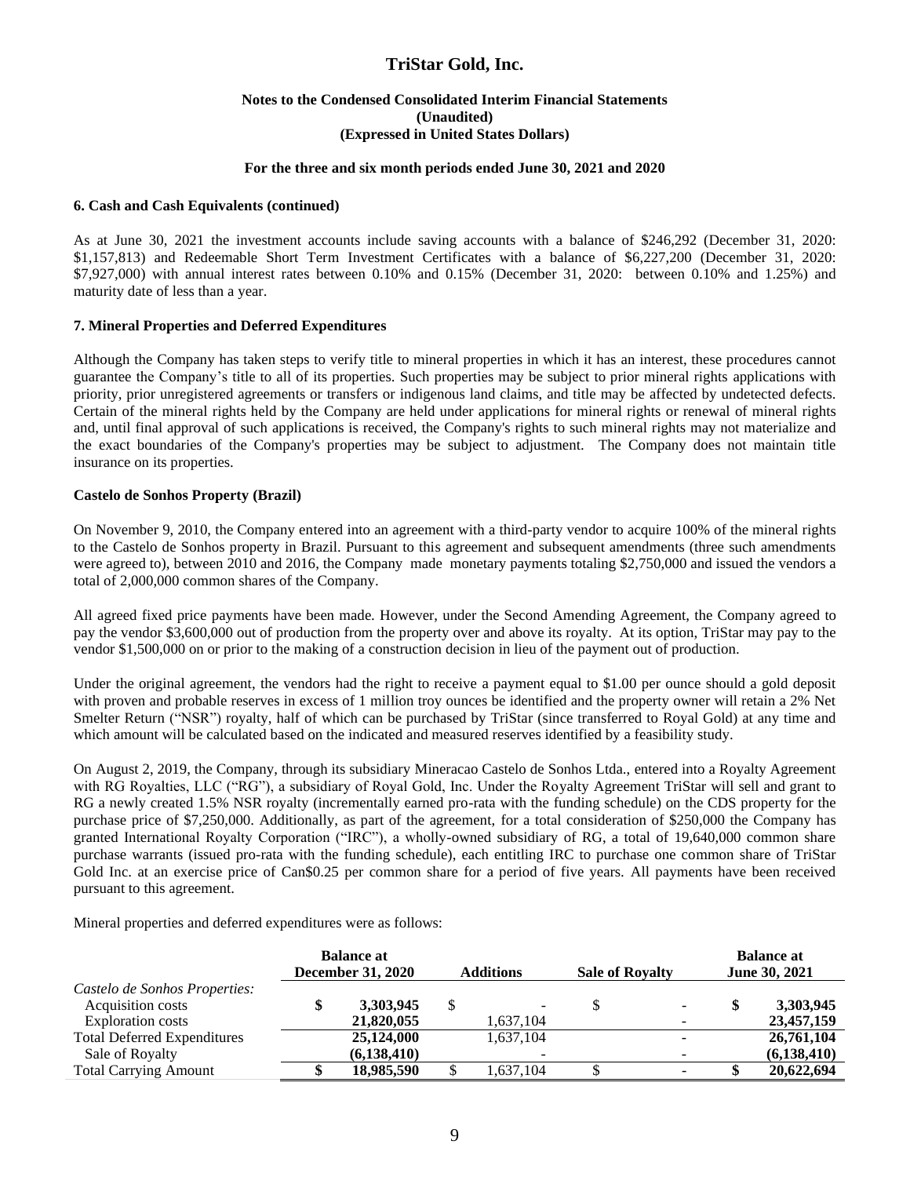# TriStar Gold, Inc.

**Notes to the Condensed Consolidated Interim Financial Statements**
**(Unaudited)**
**(Expressed in United States Dollars)**

**For the three and six month periods ended June 30, 2021 and 2020**

### 6. Cash and Cash Equivalents (continued)

As at June 30, 2021 the investment accounts include saving accounts with a balance of $246,292 (December 31, 2020: $1,157,813) and Redeemable Short Term Investment Certificates with a balance of $6,227,200 (December 31, 2020: $7,927,000) with annual interest rates between 0.10% and 0.15% (December 31, 2020: between 0.10% and 1.25%) and maturity date of less than a year.

### 7. Mineral Properties and Deferred Expenditures

Although the Company has taken steps to verify title to mineral properties in which it has an interest, these procedures cannot guarantee the Company's title to all of its properties. Such properties may be subject to prior mineral rights applications with priority, prior unregistered agreements or transfers or indigenous land claims, and title may be affected by undetected defects. Certain of the mineral rights held by the Company are held under applications for mineral rights or renewal of mineral rights and, until final approval of such applications is received, the Company's rights to such mineral rights may not materialize and the exact boundaries of the Company's properties may be subject to adjustment. The Company does not maintain title insurance on its properties.

**Castelo de Sonhos Property (Brazil)**

On November 9, 2010, the Company entered into an agreement with a third-party vendor to acquire 100% of the mineral rights to the Castelo de Sonhos property in Brazil. Pursuant to this agreement and subsequent amendments (three such amendments were agreed to), between 2010 and 2016, the Company made monetary payments totaling $2,750,000 and issued the vendors a total of 2,000,000 common shares of the Company.

All agreed fixed price payments have been made. However, under the Second Amending Agreement, the Company agreed to pay the vendor $3,600,000 out of production from the property over and above its royalty. At its option, TriStar may pay to the vendor $1,500,000 on or prior to the making of a construction decision in lieu of the payment out of production.

Under the original agreement, the vendors had the right to receive a payment equal to $1.00 per ounce should a gold deposit with proven and probable reserves in excess of 1 million troy ounces be identified and the property owner will retain a 2% Net Smelter Return ("NSR") royalty, half of which can be purchased by TriStar (since transferred to Royal Gold) at any time and which amount will be calculated based on the indicated and measured reserves identified by a feasibility study.

On August 2, 2019, the Company, through its subsidiary Mineracao Castelo de Sonhos Ltda., entered into a Royalty Agreement with RG Royalties, LLC ("RG"), a subsidiary of Royal Gold, Inc. Under the Royalty Agreement TriStar will sell and grant to RG a newly created 1.5% NSR royalty (incrementally earned pro-rata with the funding schedule) on the CDS property for the purchase price of $7,250,000. Additionally, as part of the agreement, for a total consideration of $250,000 the Company has granted International Royalty Corporation ("IRC"), a wholly-owned subsidiary of RG, a total of 19,640,000 common share purchase warrants (issued pro-rata with the funding schedule), each entitling IRC to purchase one common share of TriStar Gold Inc. at an exercise price of Can$0.25 per common share for a period of five years. All payments have been received pursuant to this agreement.

Mineral properties and deferred expenditures were as follows:

| | Balance at December 31, 2020 | Additions | Sale of Royalty | Balance at June 30, 2021 |
|---|---|---|---|---|
| *Castelo de Sonhos Properties:* | | | | |
| Acquisition costs | $ **3,303,945** | $ - | $ - | $ **3,303,945** |
| Exploration costs | **21,820,055** | 1,637,104 | - | **23,457,159** |
| Total Deferred Expenditures | **25,124,000** | 1,637,104 | - | **26,761,104** |
| Sale of Royalty | **(6,138,410)** | - | - | **(6,138,410)** |
| Total Carrying Amount | $ **18,985,590** | $ 1,637,104 | $ - | $ **20,622,694** |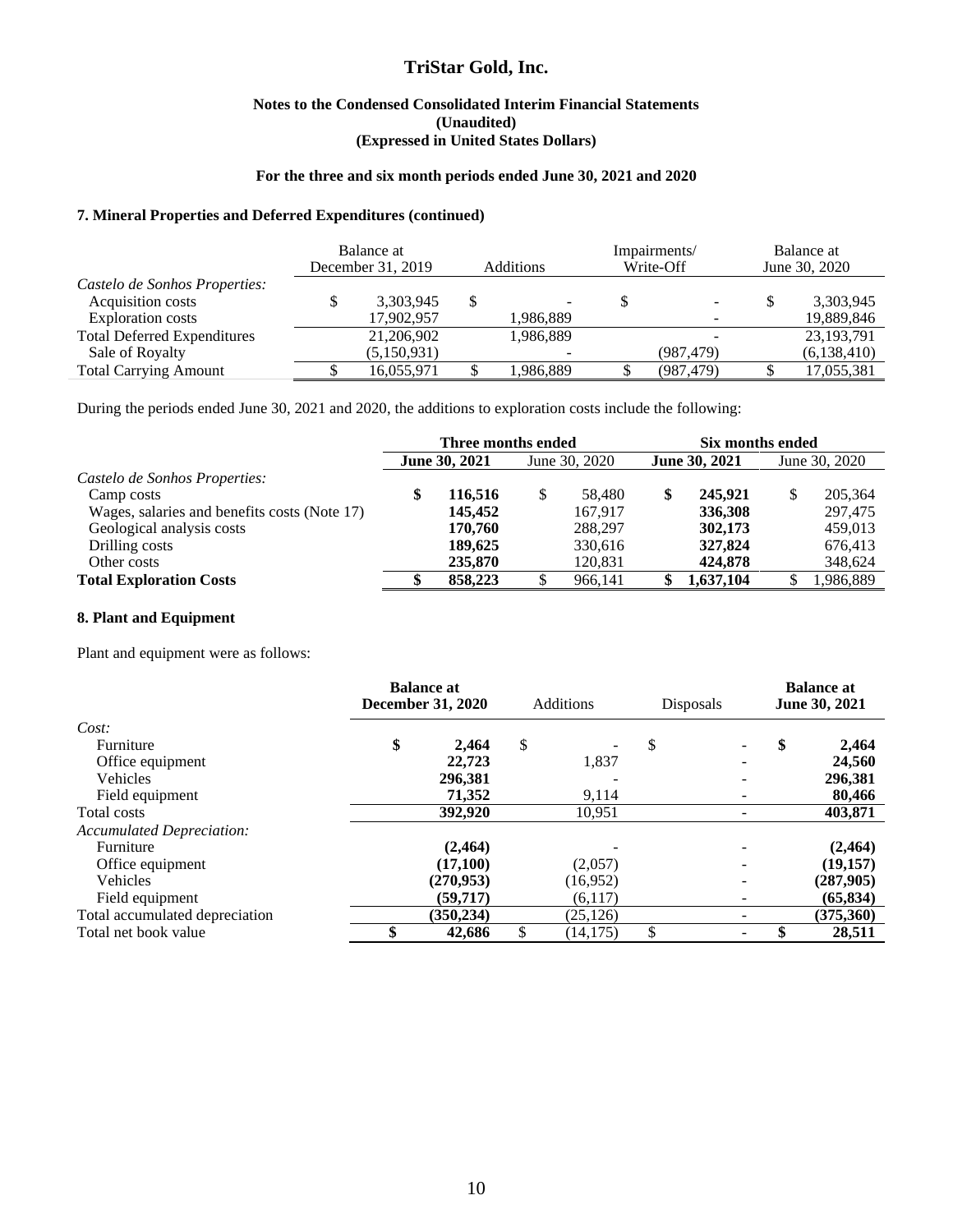# TriStar Gold, Inc.

**Notes to the Condensed Consolidated Interim Financial Statements**
**(Unaudited)**
**(Expressed in United States Dollars)**

**For the three and six month periods ended June 30, 2021 and 2020**

### 7. Mineral Properties and Deferred Expenditures (continued)

| | Balance at December 31, 2019 | Additions | Impairments/ Write-Off | Balance at June 30, 2020 |
|---|---|---|---|---|
| *Castelo de Sonhos Properties:* | | | | |
| Acquisition costs | $ 3,303,945 | $ - | $ - | $ 3,303,945 |
| Exploration costs | 17,902,957 | 1,986,889 | - | 19,889,846 |
| Total Deferred Expenditures | 21,206,902 | 1,986,889 | - | 23,193,791 |
| Sale of Royalty | (5,150,931) | - | (987,479) | (6,138,410) |
| Total Carrying Amount | $ 16,055,971 | $ 1,986,889 | $ (987,479) | $ 17,055,381 |

During the periods ended June 30, 2021 and 2020, the additions to exploration costs include the following:

| | Three months ended | | Six months ended | |
|---|---|---|---|---|
| | **June 30, 2021** | June 30, 2020 | **June 30, 2021** | June 30, 2020 |
| *Castelo de Sonhos Properties:* | | | | |
| Camp costs | **$ 116,516** | $ 58,480 | **$ 245,921** | $ 205,364 |
| Wages, salaries and benefits costs (Note 17) | **145,452** | 167,917 | **336,308** | 297,475 |
| Geological analysis costs | **170,760** | 288,297 | **302,173** | 459,013 |
| Drilling costs | **189,625** | 330,616 | **327,824** | 676,413 |
| Other costs | **235,870** | 120,831 | **424,878** | 348,624 |
| **Total Exploration Costs** | **$ 858,223** | $ 966,141 | **$ 1,637,104** | $ 1,986,889 |

### 8. Plant and Equipment

Plant and equipment were as follows:

| | **Balance at December 31, 2020** | Additions | Disposals | **Balance at June 30, 2021** |
|---|---|---|---|---|
| *Cost:* | | | | |
| Furniture | **$ 2,464** | $ - | $ - | **$ 2,464** |
| Office equipment | **22,723** | 1,837 | - | **24,560** |
| Vehicles | **296,381** | - | - | **296,381** |
| Field equipment | **71,352** | 9,114 | - | **80,466** |
| Total costs | **392,920** | 10,951 | - | **403,871** |
| *Accumulated Depreciation:* | | | | |
| Furniture | **(2,464)** | - | - | **(2,464)** |
| Office equipment | **(17,100)** | (2,057) | - | **(19,157)** |
| Vehicles | **(270,953)** | (16,952) | - | **(287,905)** |
| Field equipment | **(59,717)** | (6,117) | - | **(65,834)** |
| Total accumulated depreciation | **(350,234)** | (25,126) | - | **(375,360)** |
| Total net book value | **$ 42,686** | $ (14,175) | $ - | **$ 28,511** |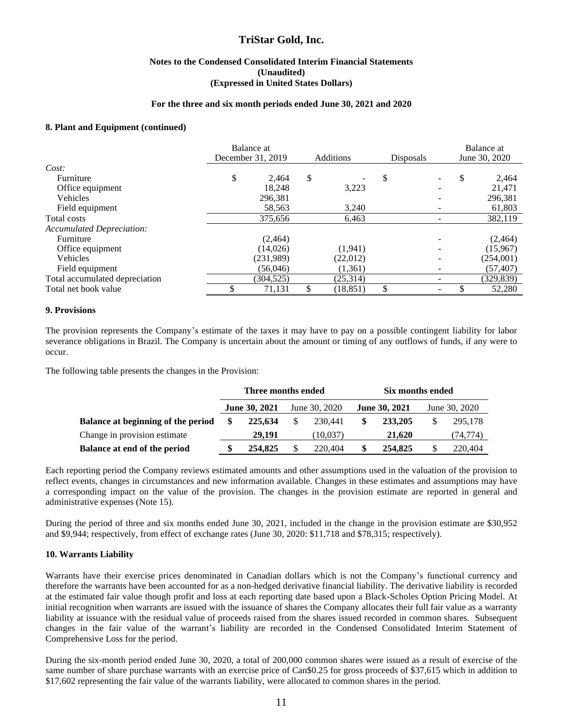## 8. Plant and Equipment (continued)

| | Balance at December 31, 2019 | Additions | Disposals | Balance at June 30, 2020 |
|---|---|---|---|---|
| *Cost:* | | | | |
| Furniture | $ 2,464 | $ - | $ - | $ 2,464 |
| Office equipment | 18,248 | 3,223 | - | 21,471 |
| Vehicles | 296,381 | | - | 296,381 |
| Field equipment | 58,563 | 3,240 | - | 61,803 |
| Total costs | 375,656 | 6,463 | - | 382,119 |
| *Accumulated Depreciation:* | | | | |
| Furniture | (2,464) | | - | (2,464) |
| Office equipment | (14,026) | (1,941) | - | (15,967) |
| Vehicles | (231,989) | (22,012) | - | (254,001) |
| Field equipment | (56,046) | (1,361) | - | (57,407) |
| Total accumulated depreciation | (304,525) | (25,314) | - | (329,839) |
| Total net book value | $ 71,131 | $ (18,851) | $ - | $ 52,280 |

## 9. Provisions

The provision represents the Company's estimate of the taxes it may have to pay on a possible contingent liability for labor severance obligations in Brazil. The Company is uncertain about the amount or timing of any outflows of funds, if any were to occur.

The following table presents the changes in the Provision:

| | Three months ended | | Six months ended | |
|---|---|---|---|---|
| | **June 30, 2021** | June 30, 2020 | **June 30, 2021** | June 30, 2020 |
| **Balance at beginning of the period** | **$ 225,634** | $ 230,441 | **$ 233,205** | $ 295,178 |
| Change in provision estimate | **29,191** | (10,037) | **21,620** | (74,774) |
| **Balance at end of the period** | **$ 254,825** | $ 220,404 | **$ 254,825** | $ 220,404 |

Each reporting period the Company reviews estimated amounts and other assumptions used in the valuation of the provision to reflect events, changes in circumstances and new information available. Changes in these estimates and assumptions may have a corresponding impact on the value of the provision. The changes in the provision estimate are reported in general and administrative expenses (Note 15).

During the period of three and six months ended June 30, 2021, included in the change in the provision estimate are $30,952 and $9,944; respectively, from effect of exchange rates (June 30, 2020: $11,718 and $78,315; respectively).

## 10. Warrants Liability

Warrants have their exercise prices denominated in Canadian dollars which is not the Company's functional currency and therefore the warrants have been accounted for as a non-hedged derivative financial liability. The derivative liability is recorded at the estimated fair value though profit and loss at each reporting date based upon a Black-Scholes Option Pricing Model. At initial recognition when warrants are issued with the issuance of shares the Company allocates their full fair value as a warranty liability at issuance with the residual value of proceeds raised from the shares issued recorded in common shares. Subsequent changes in the fair value of the warrant's liability are recorded in the Condensed Consolidated Interim Statement of Comprehensive Loss for the period.

During the six-month period ended June 30, 2020, a total of 200,000 common shares were issued as a result of exercise of the same number of share purchase warrants with an exercise price of Can$0.25 for gross proceeds of $37,615 which in addition to $17,602 representing the fair value of the warrants liability, were allocated to common shares in the period.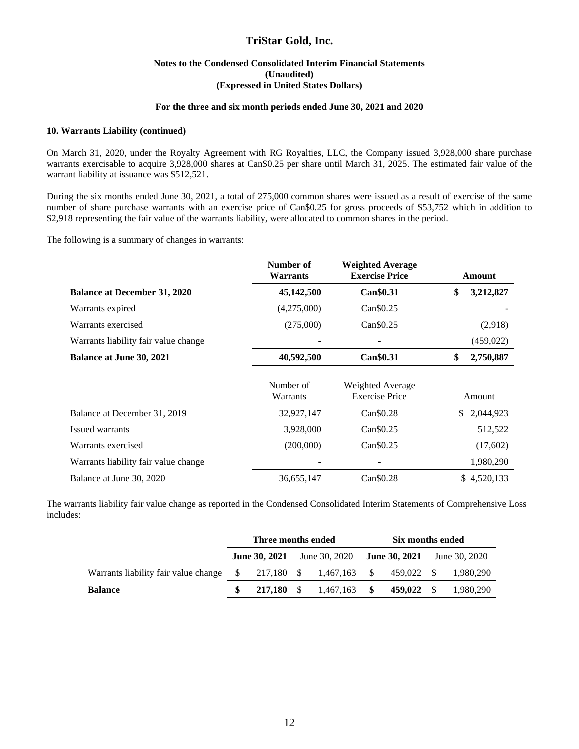# TriStar Gold, Inc.

**Notes to the Condensed Consolidated Interim Financial Statements**
**(Unaudited)**
**(Expressed in United States Dollars)**

**For the three and six month periods ended June 30, 2021 and 2020**

### 10. Warrants Liability (continued)

On March 31, 2020, under the Royalty Agreement with RG Royalties, LLC, the Company issued 3,928,000 share purchase warrants exercisable to acquire 3,928,000 shares at Can$0.25 per share until March 31, 2025. The estimated fair value of the warrant liability at issuance was $512,521.

During the six months ended June 30, 2021, a total of 275,000 common shares were issued as a result of exercise of the same number of share purchase warrants with an exercise price of Can$0.25 for gross proceeds of $53,752 which in addition to $2,918 representing the fair value of the warrants liability, were allocated to common shares in the period.

The following is a summary of changes in warrants:

| | **Number of Warrants** | **Weighted Average Exercise Price** | **Amount** |
|---|---|---|---|
| **Balance at December 31, 2020** | **45,142,500** | **Can$0.31** | **$ 3,212,827** |
| Warrants expired | (4,275,000) | Can$0.25 | - |
| Warrants exercised | (275,000) | Can$0.25 | (2,918) |
| Warrants liability fair value change | - | - | (459,022) |
| **Balance at June 30, 2021** | **40,592,500** | **Can$0.31** | **$ 2,750,887** |

| | Number of Warrants | Weighted Average Exercise Price | Amount |
|---|---|---|---|
| Balance at December 31, 2019 | 32,927,147 | Can$0.28 | $ 2,044,923 |
| Issued warrants | 3,928,000 | Can$0.25 | 512,522 |
| Warrants exercised | (200,000) | Can$0.25 | (17,602) |
| Warrants liability fair value change | - | - | 1,980,290 |
| Balance at June 30, 2020 | 36,655,147 | Can$0.28 | $ 4,520,133 |

The warrants liability fair value change as reported in the Condensed Consolidated Interim Statements of Comprehensive Loss includes:

| | **Three months ended** | | **Six months ended** | |
|---|---|---|---|---|
| | **June 30, 2021** | June 30, 2020 | **June 30, 2021** | June 30, 2020 |
| Warrants liability fair value change | $ 217,180 | $ 1,467,163 | $ 459,022 | $ 1,980,290 |
| **Balance** | **$ 217,180** | $ 1,467,163 | **$ 459,022** | $ 1,980,290 |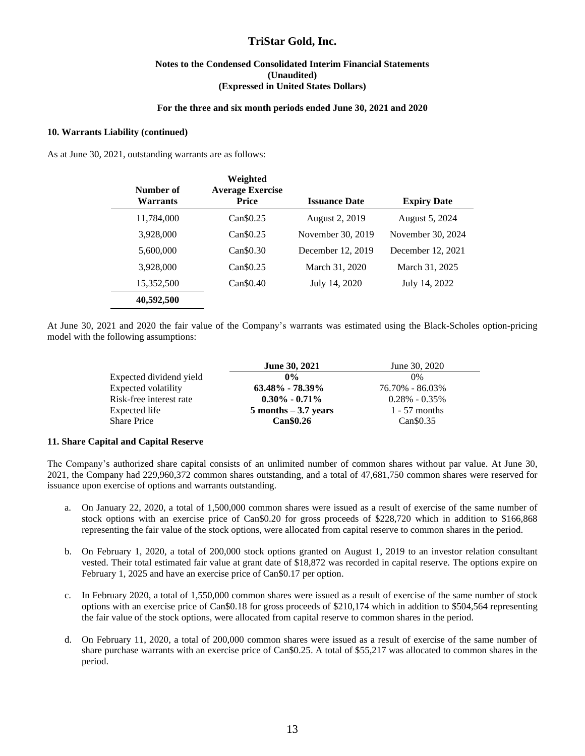## 10. Warrants Liability (continued)

As at June 30, 2021, outstanding warrants are as follows:

| Number of Warrants | Weighted Average Exercise Price | Issuance Date | Expiry Date |
|---|---|---|---|
| 11,784,000 | Can$0.25 | August 2, 2019 | August 5, 2024 |
| 3,928,000 | Can$0.25 | November 30, 2019 | November 30, 2024 |
| 5,600,000 | Can$0.30 | December 12, 2019 | December 12, 2021 |
| 3,928,000 | Can$0.25 | March 31, 2020 | March 31, 2025 |
| 15,352,500 | Can$0.40 | July 14, 2020 | July 14, 2022 |
| **40,592,500** | | | |

At June 30, 2021 and 2020 the fair value of the Company's warrants was estimated using the Black-Scholes option-pricing model with the following assumptions:

| | **June 30, 2021** | June 30, 2020 |
|---|---|---|
| Expected dividend yield | **0%** | 0% |
| Expected volatility | **63.48% - 78.39%** | 76.70% - 86.03% |
| Risk-free interest rate | **0.30% - 0.71%** | 0.28% - 0.35% |
| Expected life | **5 months – 3.7 years** | 1 - 57 months |
| Share Price | **Can$0.26** | Can$0.35 |

## 11. Share Capital and Capital Reserve

The Company's authorized share capital consists of an unlimited number of common shares without par value. At June 30, 2021, the Company had 229,960,372 common shares outstanding, and a total of 47,681,750 common shares were reserved for issuance upon exercise of options and warrants outstanding.

a. On January 22, 2020, a total of 1,500,000 common shares were issued as a result of exercise of the same number of stock options with an exercise price of Can$0.20 for gross proceeds of $228,720 which in addition to $166,868 representing the fair value of the stock options, were allocated from capital reserve to common shares in the period.

b. On February 1, 2020, a total of 200,000 stock options granted on August 1, 2019 to an investor relation consultant vested. Their total estimated fair value at grant date of $18,872 was recorded in capital reserve. The options expire on February 1, 2025 and have an exercise price of Can$0.17 per option.

c. In February 2020, a total of 1,550,000 common shares were issued as a result of exercise of the same number of stock options with an exercise price of Can$0.18 for gross proceeds of $210,174 which in addition to $504,564 representing the fair value of the stock options, were allocated from capital reserve to common shares in the period.

d. On February 11, 2020, a total of 200,000 common shares were issued as a result of exercise of the same number of share purchase warrants with an exercise price of Can$0.25. A total of $55,217 was allocated to common shares in the period.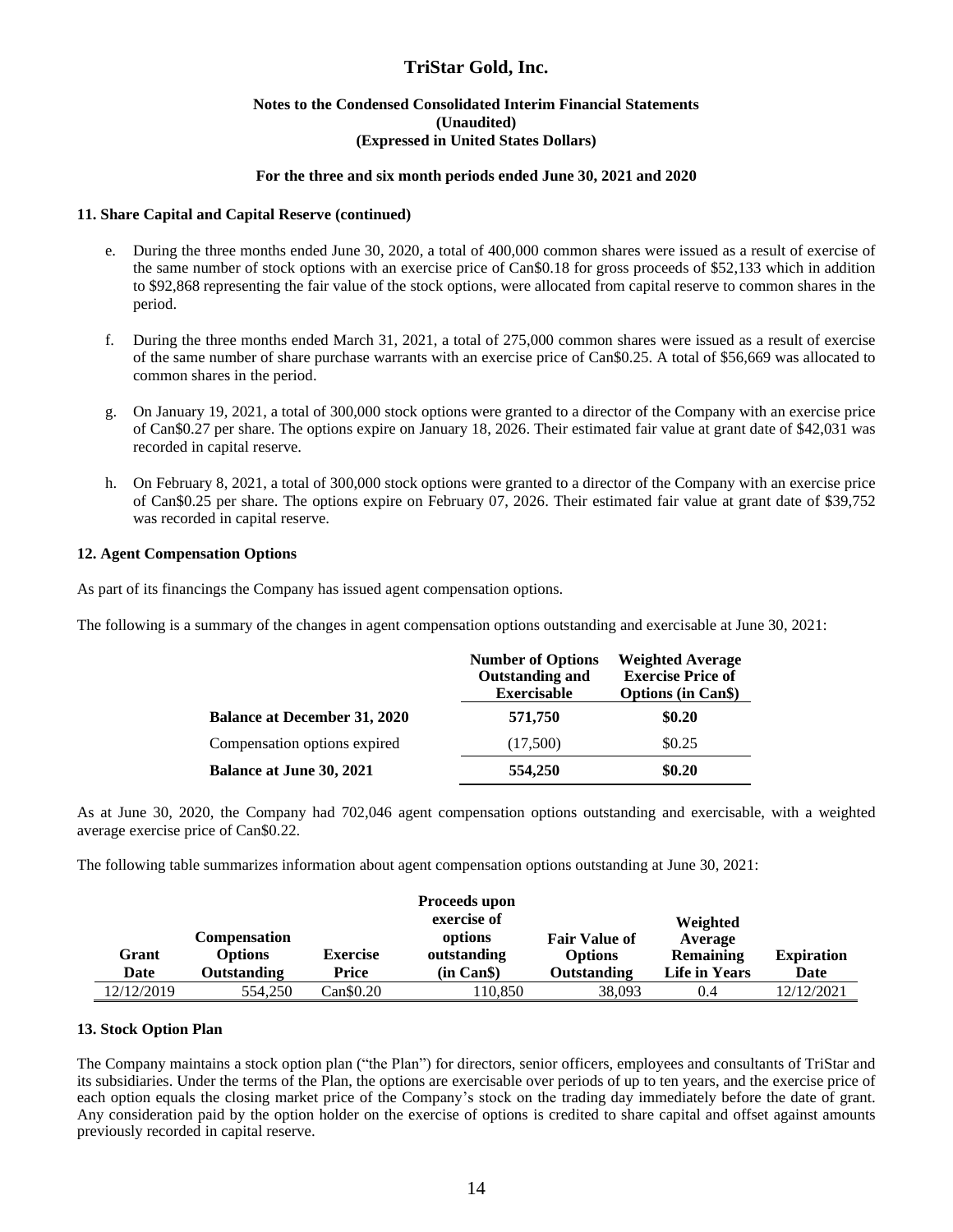### 11. Share Capital and Capital Reserve (continued)

e. During the three months ended June 30, 2020, a total of 400,000 common shares were issued as a result of exercise of the same number of stock options with an exercise price of Can$0.18 for gross proceeds of $52,133 which in addition to $92,868 representing the fair value of the stock options, were allocated from capital reserve to common shares in the period.

f. During the three months ended March 31, 2021, a total of 275,000 common shares were issued as a result of exercise of the same number of share purchase warrants with an exercise price of Can$0.25. A total of $56,669 was allocated to common shares in the period.

g. On January 19, 2021, a total of 300,000 stock options were granted to a director of the Company with an exercise price of Can$0.27 per share. The options expire on January 18, 2026. Their estimated fair value at grant date of $42,031 was recorded in capital reserve.

h. On February 8, 2021, a total of 300,000 stock options were granted to a director of the Company with an exercise price of Can$0.25 per share. The options expire on February 07, 2026. Their estimated fair value at grant date of $39,752 was recorded in capital reserve.

### 12. Agent Compensation Options

As part of its financings the Company has issued agent compensation options.

The following is a summary of the changes in agent compensation options outstanding and exercisable at June 30, 2021:

| | Number of Options Outstanding and Exercisable | Weighted Average Exercise Price of Options (in Can$) |
|---|---|---|
| **Balance at December 31, 2020** | **571,750** | **$0.20** |
| Compensation options expired | (17,500) | $0.25 |
| **Balance at June 30, 2021** | **554,250** | **$0.20** |

As at June 30, 2020, the Company had 702,046 agent compensation options outstanding and exercisable, with a weighted average exercise price of Can$0.22.

The following table summarizes information about agent compensation options outstanding at June 30, 2021:

| Grant Date | Compensation Options Outstanding | Exercise Price | Proceeds upon exercise of options outstanding (in Can$) | Fair Value of Options Outstanding | Weighted Average Remaining Life in Years | Expiration Date |
|---|---|---|---|---|---|---|
| 12/12/2019 | 554,250 | Can$0.20 | 110,850 | 38,093 | 0.4 | 12/12/2021 |

### 13. Stock Option Plan

The Company maintains a stock option plan ("the Plan") for directors, senior officers, employees and consultants of TriStar and its subsidiaries. Under the terms of the Plan, the options are exercisable over periods of up to ten years, and the exercise price of each option equals the closing market price of the Company's stock on the trading day immediately before the date of grant. Any consideration paid by the option holder on the exercise of options is credited to share capital and offset against amounts previously recorded in capital reserve.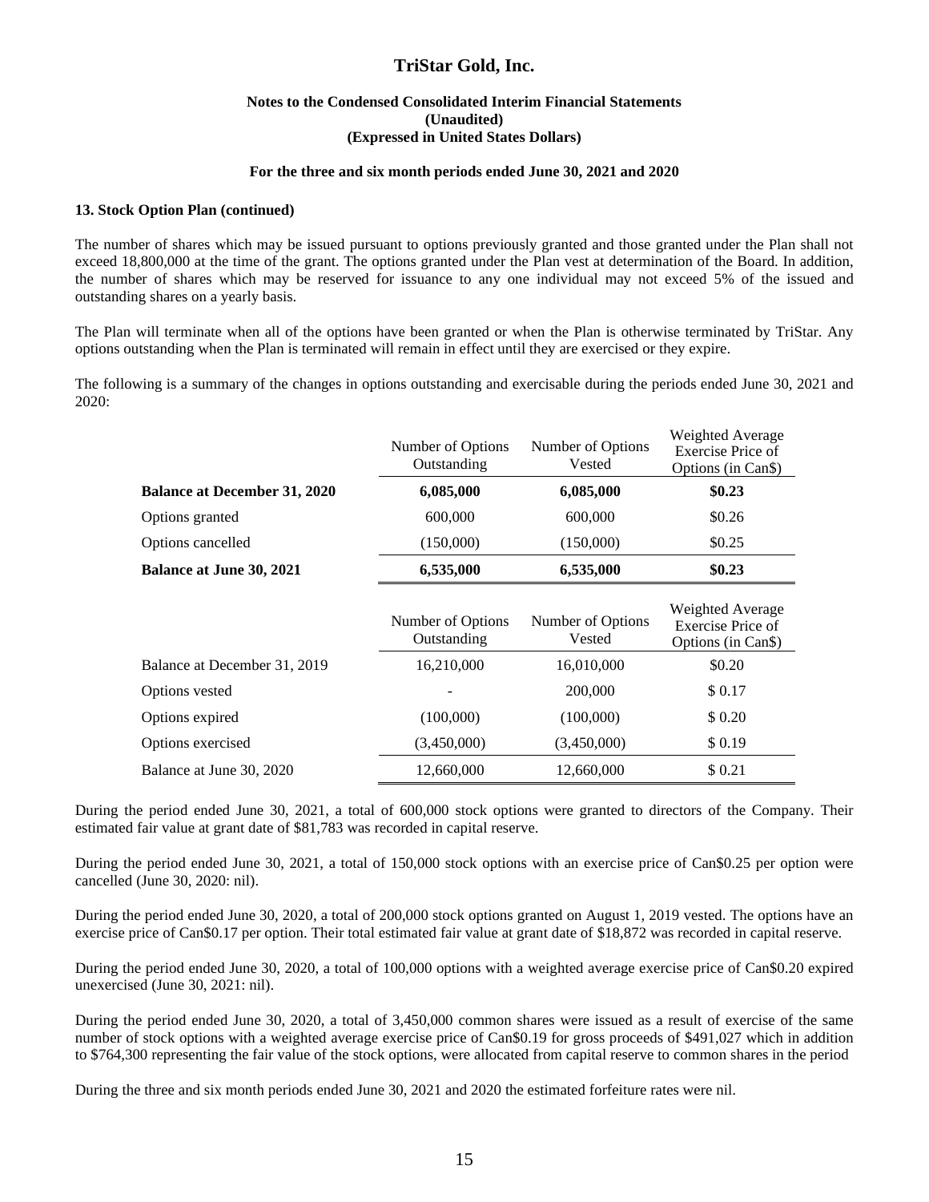**13. Stock Option Plan (continued)**

The number of shares which may be issued pursuant to options previously granted and those granted under the Plan shall not exceed 18,800,000 at the time of the grant. The options granted under the Plan vest at determination of the Board. In addition, the number of shares which may be reserved for issuance to any one individual may not exceed 5% of the issued and outstanding shares on a yearly basis.

The Plan will terminate when all of the options have been granted or when the Plan is otherwise terminated by TriStar. Any options outstanding when the Plan is terminated will remain in effect until they are exercised or they expire.

The following is a summary of the changes in options outstanding and exercisable during the periods ended June 30, 2021 and 2020:

| | Number of Options Outstanding | Number of Options Vested | Weighted Average Exercise Price of Options (in Can$) |
|---|---|---|---|
| **Balance at December 31, 2020** | **6,085,000** | **6,085,000** | **$0.23** |
| Options granted | 600,000 | 600,000 | $0.26 |
| Options cancelled | (150,000) | (150,000) | $0.25 |
| **Balance at June 30, 2021** | **6,535,000** | **6,535,000** | **$0.23** |

| | Number of Options Outstanding | Number of Options Vested | Weighted Average Exercise Price of Options (in Can$) |
|---|---|---|---|
| Balance at December 31, 2019 | 16,210,000 | 16,010,000 | $0.20 |
| Options vested | - | 200,000 | $ 0.17 |
| Options expired | (100,000) | (100,000) | $ 0.20 |
| Options exercised | (3,450,000) | (3,450,000) | $ 0.19 |
| Balance at June 30, 2020 | 12,660,000 | 12,660,000 | $ 0.21 |

During the period ended June 30, 2021, a total of 600,000 stock options were granted to directors of the Company. Their estimated fair value at grant date of $81,783 was recorded in capital reserve.

During the period ended June 30, 2021, a total of 150,000 stock options with an exercise price of Can$0.25 per option were cancelled (June 30, 2020: nil).

During the period ended June 30, 2020, a total of 200,000 stock options granted on August 1, 2019 vested. The options have an exercise price of Can$0.17 per option. Their total estimated fair value at grant date of $18,872 was recorded in capital reserve.

During the period ended June 30, 2020, a total of 100,000 options with a weighted average exercise price of Can$0.20 expired unexercised (June 30, 2021: nil).

During the period ended June 30, 2020, a total of 3,450,000 common shares were issued as a result of exercise of the same number of stock options with a weighted average exercise price of Can$0.19 for gross proceeds of $491,027 which in addition to $764,300 representing the fair value of the stock options, were allocated from capital reserve to common shares in the period

During the three and six month periods ended June 30, 2021 and 2020 the estimated forfeiture rates were nil.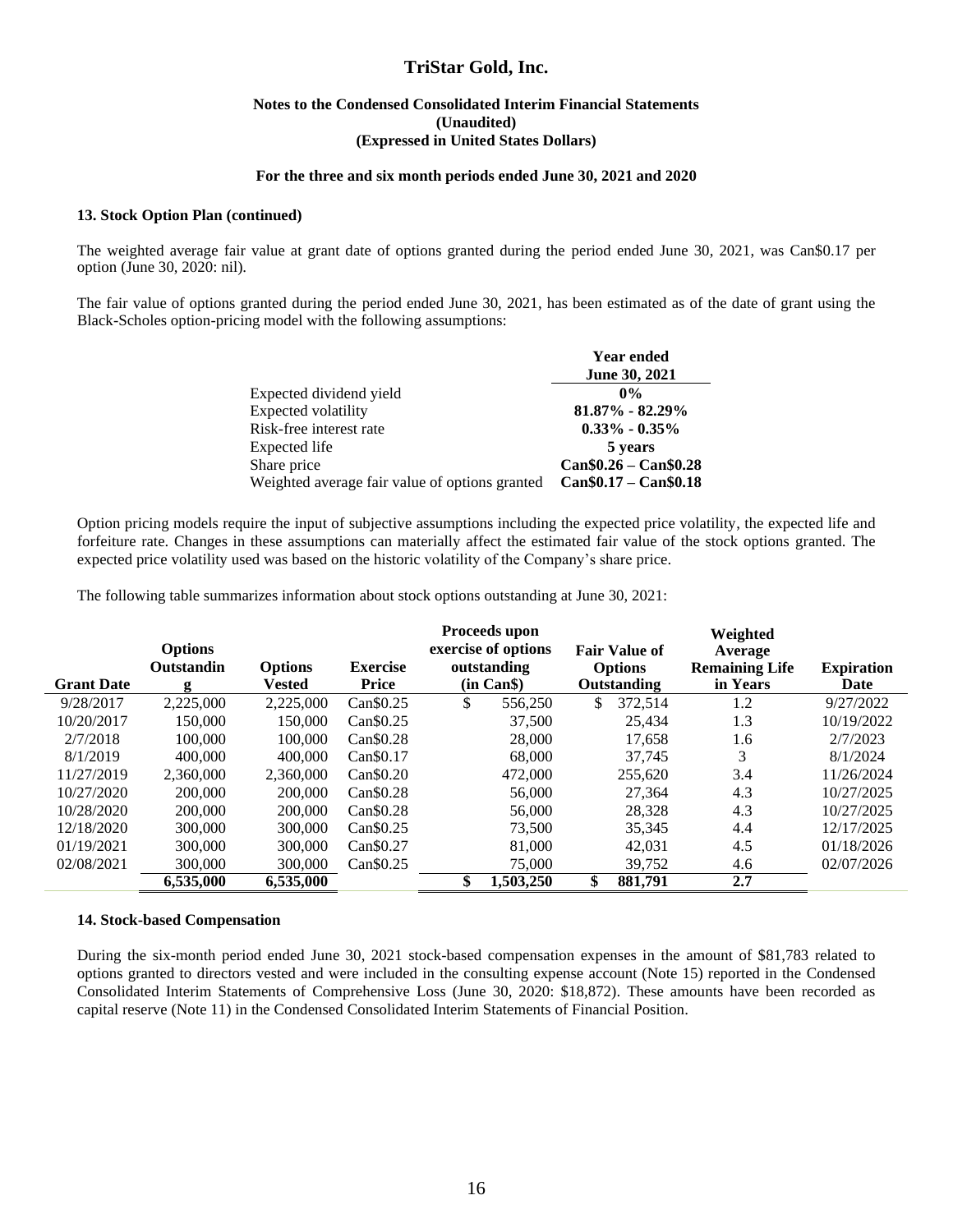# TriStar Gold, Inc.

**Notes to the Condensed Consolidated Interim Financial Statements**
**(Unaudited)**
**(Expressed in United States Dollars)**

**For the three and six month periods ended June 30, 2021 and 2020**

### 13. Stock Option Plan (continued)

The weighted average fair value at grant date of options granted during the period ended June 30, 2021, was Can$0.17 per option (June 30, 2020: nil).

The fair value of options granted during the period ended June 30, 2021, has been estimated as of the date of grant using the Black-Scholes option-pricing model with the following assumptions:

| | **Year ended June 30, 2021** |
|---|---|
| Expected dividend yield | **0%** |
| Expected volatility | **81.87% - 82.29%** |
| Risk-free interest rate | **0.33% - 0.35%** |
| Expected life | **5 years** |
| Share price | **Can$0.26 – Can$0.28** |
| Weighted average fair value of options granted | **Can$0.17 – Can$0.18** |

Option pricing models require the input of subjective assumptions including the expected price volatility, the expected life and forfeiture rate. Changes in these assumptions can materially affect the estimated fair value of the stock options granted. The expected price volatility used was based on the historic volatility of the Company's share price.

The following table summarizes information about stock options outstanding at June 30, 2021:

| Grant Date | Options Outstanding | Options Vested | Exercise Price | Proceeds upon exercise of options outstanding (in Can$) | Fair Value of Options Outstanding | Weighted Average Remaining Life in Years | Expiration Date |
|---|---|---|---|---|---|---|---|
| 9/28/2017 | 2,225,000 | 2,225,000 | Can$0.25 | $ 556,250 | $ 372,514 | 1.2 | 9/27/2022 |
| 10/20/2017 | 150,000 | 150,000 | Can$0.25 | 37,500 | 25,434 | 1.3 | 10/19/2022 |
| 2/7/2018 | 100,000 | 100,000 | Can$0.28 | 28,000 | 17,658 | 1.6 | 2/7/2023 |
| 8/1/2019 | 400,000 | 400,000 | Can$0.17 | 68,000 | 37,745 | 3 | 8/1/2024 |
| 11/27/2019 | 2,360,000 | 2,360,000 | Can$0.20 | 472,000 | 255,620 | 3.4 | 11/26/2024 |
| 10/27/2020 | 200,000 | 200,000 | Can$0.28 | 56,000 | 27,364 | 4.3 | 10/27/2025 |
| 10/28/2020 | 200,000 | 200,000 | Can$0.28 | 56,000 | 28,328 | 4.3 | 10/27/2025 |
| 12/18/2020 | 300,000 | 300,000 | Can$0.25 | 73,500 | 35,345 | 4.4 | 12/17/2025 |
| 01/19/2021 | 300,000 | 300,000 | Can$0.27 | 81,000 | 42,031 | 4.5 | 01/18/2026 |
| 02/08/2021 | 300,000 | 300,000 | Can$0.25 | 75,000 | 39,752 | 4.6 | 02/07/2026 |
| | **6,535,000** | **6,535,000** | | **$ 1,503,250** | **$ 881,791** | **2.7** | |

### 14. Stock-based Compensation

During the six-month period ended June 30, 2021 stock-based compensation expenses in the amount of $81,783 related to options granted to directors vested and were included in the consulting expense account (Note 15) reported in the Condensed Consolidated Interim Statements of Comprehensive Loss (June 30, 2020: $18,872). These amounts have been recorded as capital reserve (Note 11) in the Condensed Consolidated Interim Statements of Financial Position.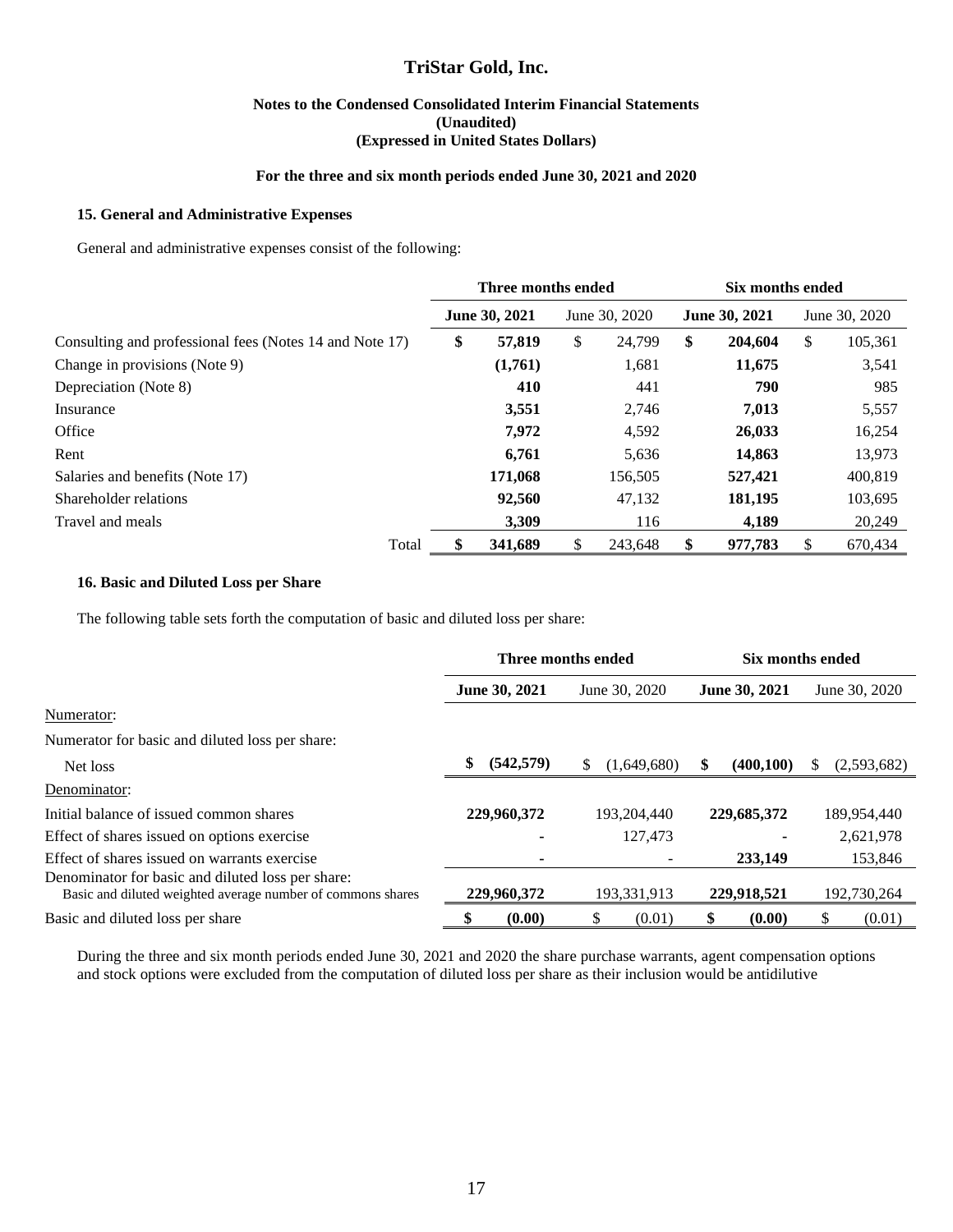# TriStar Gold, Inc.

**Notes to the Condensed Consolidated Interim Financial Statements**
**(Unaudited)**
**(Expressed in United States Dollars)**

**For the three and six month periods ended June 30, 2021 and 2020**

### 15. General and Administrative Expenses

General and administrative expenses consist of the following:

| | Three months ended | | Six months ended | |
|---|---|---|---|---|
| | **June 30, 2021** | June 30, 2020 | **June 30, 2021** | June 30, 2020 |
| Consulting and professional fees (Notes 14 and Note 17) | **$ 57,819** | $ 24,799 | **$ 204,604** | $ 105,361 |
| Change in provisions (Note 9) | **(1,761)** | 1,681 | **11,675** | 3,541 |
| Depreciation (Note 8) | **410** | 441 | **790** | 985 |
| Insurance | **3,551** | 2,746 | **7,013** | 5,557 |
| Office | **7,972** | 4,592 | **26,033** | 16,254 |
| Rent | **6,761** | 5,636 | **14,863** | 13,973 |
| Salaries and benefits (Note 17) | **171,068** | 156,505 | **527,421** | 400,819 |
| Shareholder relations | **92,560** | 47,132 | **181,195** | 103,695 |
| Travel and meals | **3,309** | 116 | **4,189** | 20,249 |
| Total | **$ 341,689** | $ 243,648 | **$ 977,783** | $ 670,434 |

### 16. Basic and Diluted Loss per Share

The following table sets forth the computation of basic and diluted loss per share:

| | Three months ended | | Six months ended | |
|---|---|---|---|---|
| | **June 30, 2021** | June 30, 2020 | **June 30, 2021** | June 30, 2020 |
| Numerator: | | | | |
| Numerator for basic and diluted loss per share: | | | | |
| Net loss | **$ (542,579)** | $ (1,649,680) | **$ (400,100)** | $ (2,593,682) |
| Denominator: | | | | |
| Initial balance of issued common shares | **229,960,372** | 193,204,440 | **229,685,372** | 189,954,440 |
| Effect of shares issued on options exercise | **-** | 127,473 | **-** | 2,621,978 |
| Effect of shares issued on warrants exercise | **-** | - | **233,149** | 153,846 |
| Denominator for basic and diluted loss per share: Basic and diluted weighted average number of commons shares | **229,960,372** | 193,331,913 | **229,918,521** | 192,730,264 |
| Basic and diluted loss per share | **$ (0.00)** | $ (0.01) | **$ (0.00)** | $ (0.01) |

During the three and six month periods ended June 30, 2021 and 2020 the share purchase warrants, agent compensation options and stock options were excluded from the computation of diluted loss per share as their inclusion would be antidilutive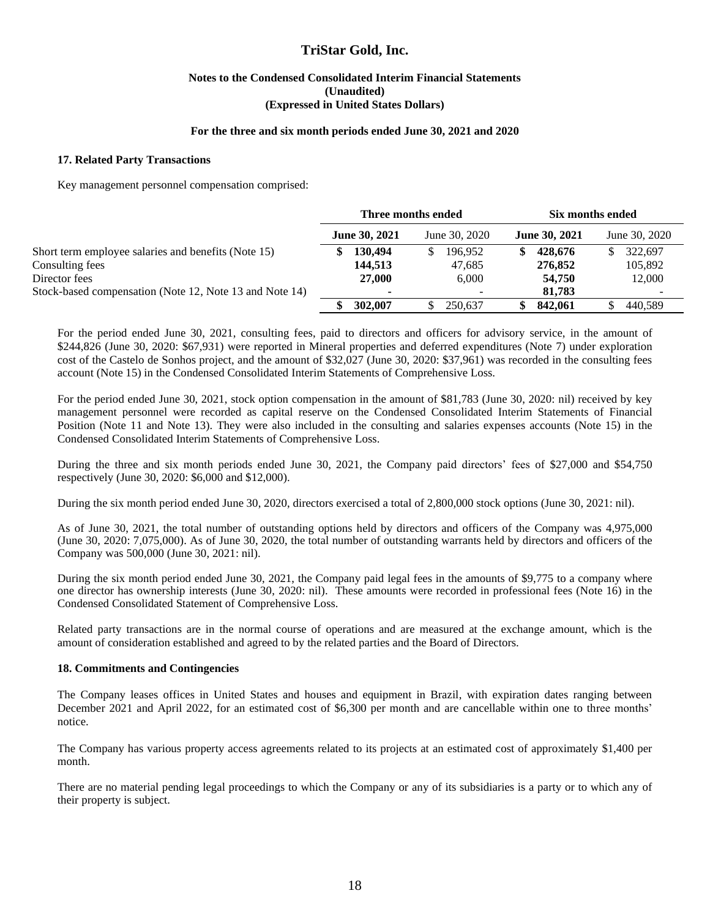# TriStar Gold, Inc.

**Notes to the Condensed Consolidated Interim Financial Statements**
**(Unaudited)**
**(Expressed in United States Dollars)**

**For the three and six month periods ended June 30, 2021 and 2020**

### 17. Related Party Transactions

Key management personnel compensation comprised:

| | Three months ended | | Six months ended | |
|---|---|---|---|---|
| | **June 30, 2021** | June 30, 2020 | **June 30, 2021** | June 30, 2020 |
| Short term employee salaries and benefits (Note 15) | **$ 130,494** | $ 196,952 | **$ 428,676** | $ 322,697 |
| Consulting fees | **144,513** | 47,685 | **276,852** | 105,892 |
| Director fees | **27,000** | 6,000 | **54,750** | 12,000 |
| Stock-based compensation (Note 12, Note 13 and Note 14) | **-** | - | **81,783** | - |
| | **$ 302,007** | $ 250,637 | **$ 842,061** | $ 440,589 |

For the period ended June 30, 2021, consulting fees, paid to directors and officers for advisory service, in the amount of $244,826 (June 30, 2020: $67,931) were reported in Mineral properties and deferred expenditures (Note 7) under exploration cost of the Castelo de Sonhos project, and the amount of $32,027 (June 30, 2020: $37,961) was recorded in the consulting fees account (Note 15) in the Condensed Consolidated Interim Statements of Comprehensive Loss.

For the period ended June 30, 2021, stock option compensation in the amount of $81,783 (June 30, 2020: nil) received by key management personnel were recorded as capital reserve on the Condensed Consolidated Interim Statements of Financial Position (Note 11 and Note 13). They were also included in the consulting and salaries expenses accounts (Note 15) in the Condensed Consolidated Interim Statements of Comprehensive Loss.

During the three and six month periods ended June 30, 2021, the Company paid directors' fees of $27,000 and $54,750 respectively (June 30, 2020: $6,000 and $12,000).

During the six month period ended June 30, 2020, directors exercised a total of 2,800,000 stock options (June 30, 2021: nil).

As of June 30, 2021, the total number of outstanding options held by directors and officers of the Company was 4,975,000 (June 30, 2020: 7,075,000). As of June 30, 2020, the total number of outstanding warrants held by directors and officers of the Company was 500,000 (June 30, 2021: nil).

During the six month period ended June 30, 2021, the Company paid legal fees in the amounts of $9,775 to a company where one director has ownership interests (June 30, 2020: nil). These amounts were recorded in professional fees (Note 16) in the Condensed Consolidated Statement of Comprehensive Loss.

Related party transactions are in the normal course of operations and are measured at the exchange amount, which is the amount of consideration established and agreed to by the related parties and the Board of Directors.

### 18. Commitments and Contingencies

The Company leases offices in United States and houses and equipment in Brazil, with expiration dates ranging between December 2021 and April 2022, for an estimated cost of $6,300 per month and are cancellable within one to three months' notice.

The Company has various property access agreements related to its projects at an estimated cost of approximately $1,400 per month.

There are no material pending legal proceedings to which the Company or any of its subsidiaries is a party or to which any of their property is subject.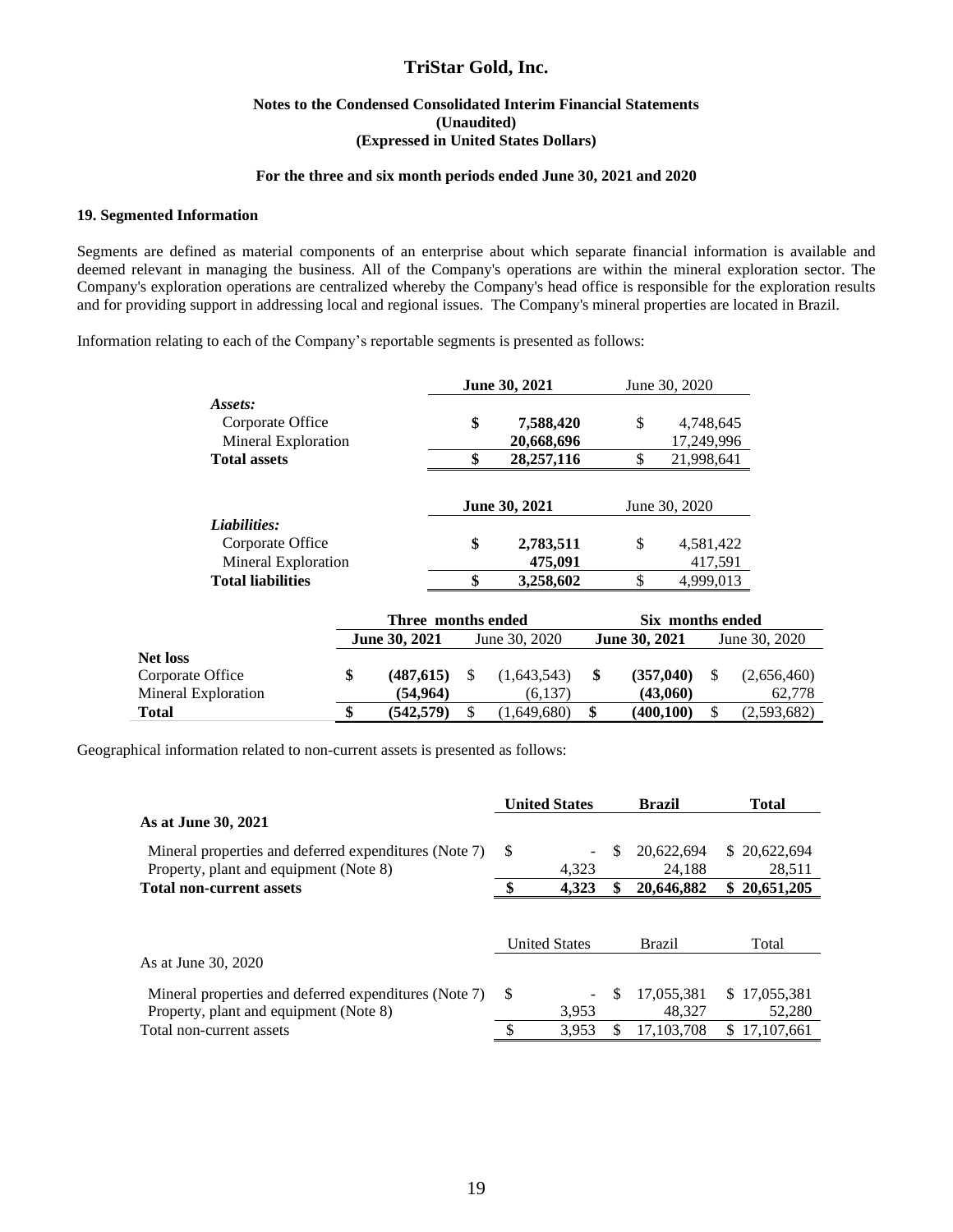# TriStar Gold, Inc.

**Notes to the Condensed Consolidated Interim Financial Statements**
**(Unaudited)**
**(Expressed in United States Dollars)**

**For the three and six month periods ended June 30, 2021 and 2020**

## 19. Segmented Information

Segments are defined as material components of an enterprise about which separate financial information is available and deemed relevant in managing the business. All of the Company's operations are within the mineral exploration sector. The Company's exploration operations are centralized whereby the Company's head office is responsible for the exploration results and for providing support in addressing local and regional issues. The Company's mineral properties are located in Brazil.

Information relating to each of the Company's reportable segments is presented as follows:

| | **June 30, 2021** | June 30, 2020 |
|---|---|---|
| ***Assets:*** | | |
| Corporate Office | **$ 7,588,420** | $ 4,748,645 |
| Mineral Exploration | **20,668,696** | 17,249,996 |
| **Total assets** | **$ 28,257,116** | $ 21,998,641 |

| | **June 30, 2021** | June 30, 2020 |
|---|---|---|
| ***Liabilities:*** | | |
| Corporate Office | **$ 2,783,511** | $ 4,581,422 |
| Mineral Exploration | **475,091** | 417,591 |
| **Total liabilities** | **$ 3,258,602** | $ 4,999,013 |

| | **Three months ended** | | **Six months ended** | |
|---|---|---|---|---|
| | **June 30, 2021** | June 30, 2020 | **June 30, 2021** | June 30, 2020 |
| **Net loss** | | | | |
| Corporate Office | **$ (487,615)** | $ (1,643,543) | **$ (357,040)** | $ (2,656,460) |
| Mineral Exploration | **(54,964)** | (6,137) | **(43,060)** | 62,778 |
| **Total** | **$ (542,579)** | $ (1,649,680) | **$ (400,100)** | $ (2,593,682) |

Geographical information related to non-current assets is presented as follows:

| | **United States** | **Brazil** | **Total** |
|---|---|---|---|
| **As at June 30, 2021** | | | |
| Mineral properties and deferred expenditures (Note 7) | $ - | $ 20,622,694 | $ 20,622,694 |
| Property, plant and equipment (Note 8) | 4,323 | 24,188 | 28,511 |
| **Total non-current assets** | **$ 4,323** | **$ 20,646,882** | **$ 20,651,205** |

| | United States | Brazil | Total |
|---|---|---|---|
| As at June 30, 2020 | | | |
| Mineral properties and deferred expenditures (Note 7) | $ - | $ 17,055,381 | $ 17,055,381 |
| Property, plant and equipment (Note 8) | 3,953 | 48,327 | 52,280 |
| Total non-current assets | $ 3,953 | $ 17,103,708 | $ 17,107,661 |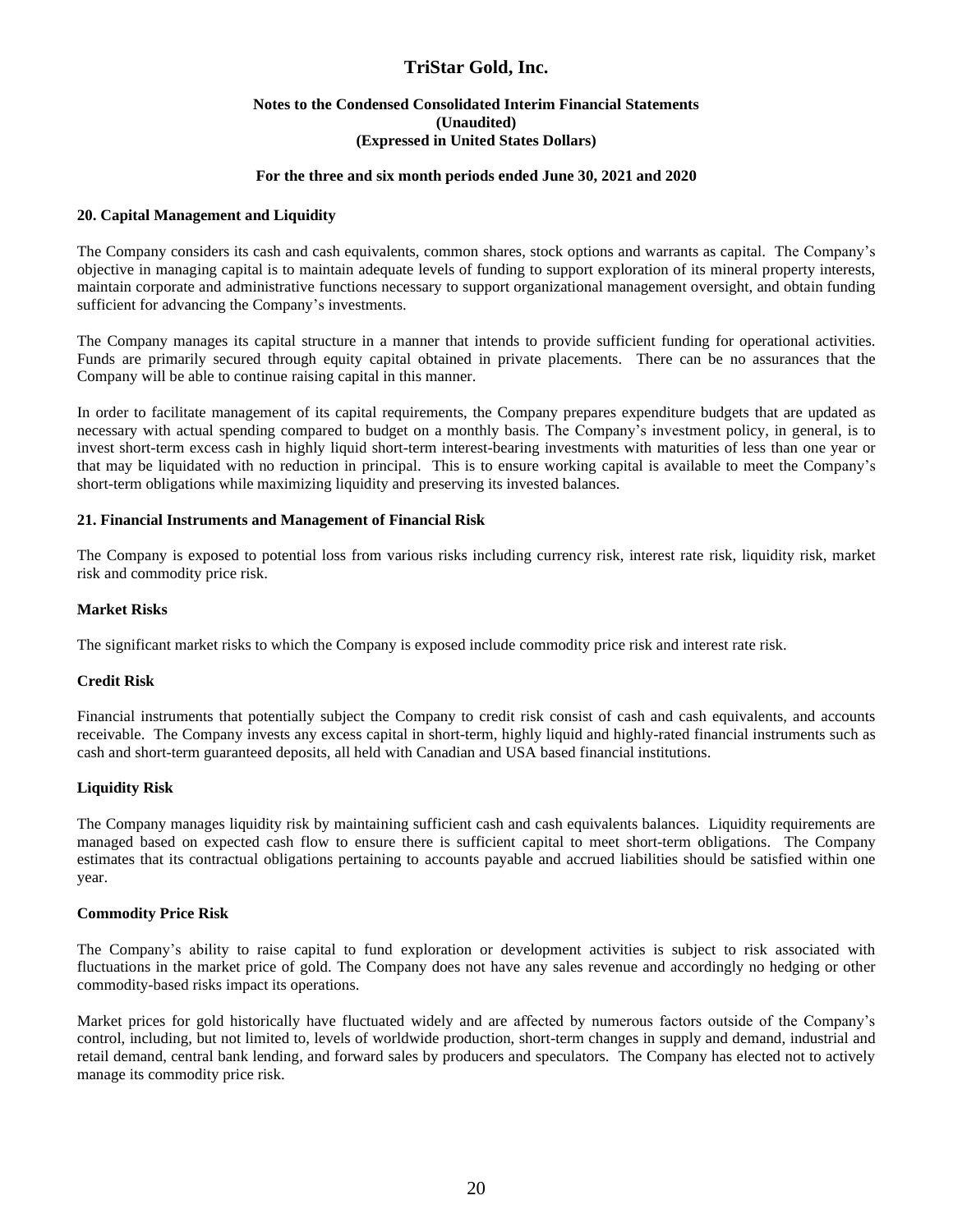## 20. Capital Management and Liquidity

The Company considers its cash and cash equivalents, common shares, stock options and warrants as capital. The Company's objective in managing capital is to maintain adequate levels of funding to support exploration of its mineral property interests, maintain corporate and administrative functions necessary to support organizational management oversight, and obtain funding sufficient for advancing the Company's investments.

The Company manages its capital structure in a manner that intends to provide sufficient funding for operational activities. Funds are primarily secured through equity capital obtained in private placements. There can be no assurances that the Company will be able to continue raising capital in this manner.

In order to facilitate management of its capital requirements, the Company prepares expenditure budgets that are updated as necessary with actual spending compared to budget on a monthly basis. The Company's investment policy, in general, is to invest short-term excess cash in highly liquid short-term interest-bearing investments with maturities of less than one year or that may be liquidated with no reduction in principal. This is to ensure working capital is available to meet the Company's short-term obligations while maximizing liquidity and preserving its invested balances.

## 21. Financial Instruments and Management of Financial Risk

The Company is exposed to potential loss from various risks including currency risk, interest rate risk, liquidity risk, market risk and commodity price risk.

### Market Risks

The significant market risks to which the Company is exposed include commodity price risk and interest rate risk.

### Credit Risk

Financial instruments that potentially subject the Company to credit risk consist of cash and cash equivalents, and accounts receivable. The Company invests any excess capital in short-term, highly liquid and highly-rated financial instruments such as cash and short-term guaranteed deposits, all held with Canadian and USA based financial institutions.

### Liquidity Risk

The Company manages liquidity risk by maintaining sufficient cash and cash equivalents balances. Liquidity requirements are managed based on expected cash flow to ensure there is sufficient capital to meet short-term obligations. The Company estimates that its contractual obligations pertaining to accounts payable and accrued liabilities should be satisfied within one year.

### Commodity Price Risk

The Company's ability to raise capital to fund exploration or development activities is subject to risk associated with fluctuations in the market price of gold. The Company does not have any sales revenue and accordingly no hedging or other commodity-based risks impact its operations.

Market prices for gold historically have fluctuated widely and are affected by numerous factors outside of the Company's control, including, but not limited to, levels of worldwide production, short-term changes in supply and demand, industrial and retail demand, central bank lending, and forward sales by producers and speculators. The Company has elected not to actively manage its commodity price risk.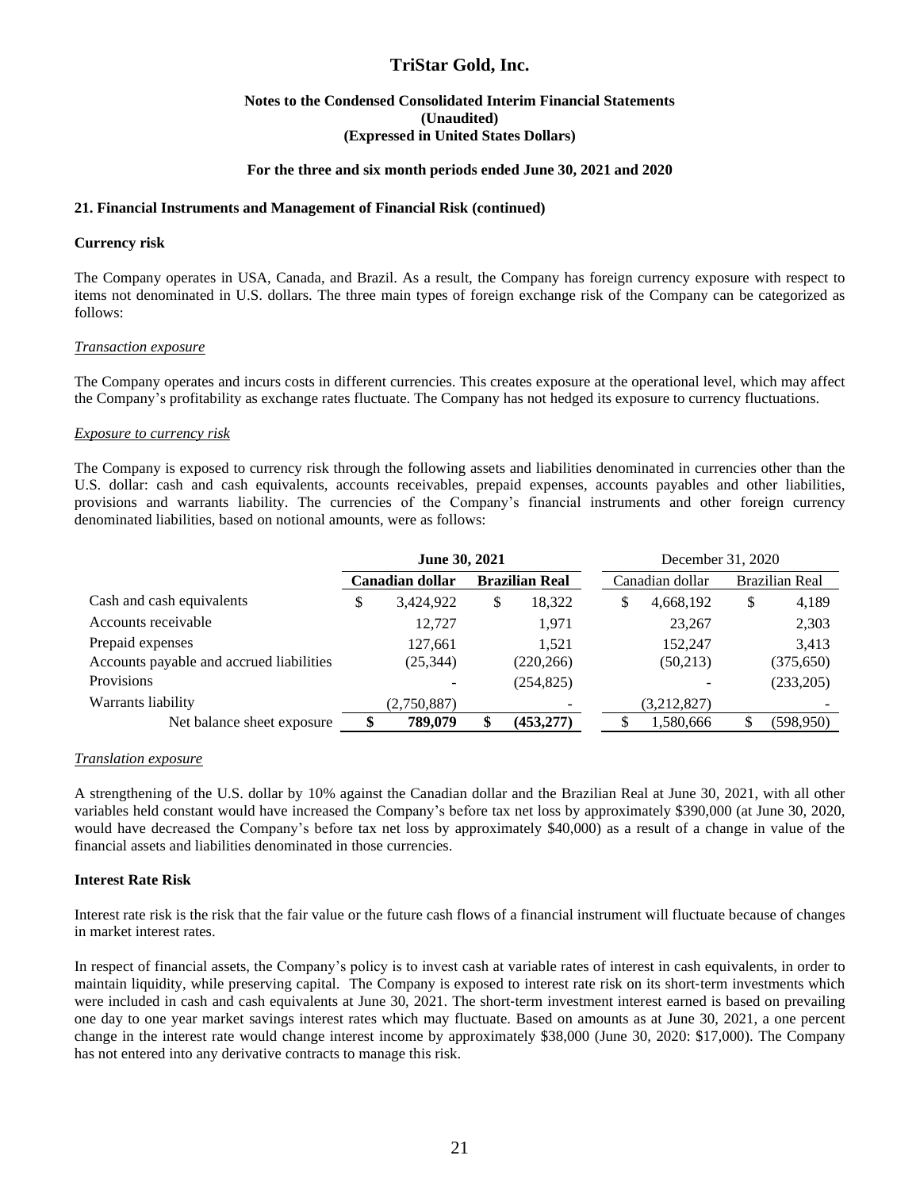# TriStar Gold, Inc.

**Notes to the Condensed Consolidated Interim Financial Statements**
**(Unaudited)**
**(Expressed in United States Dollars)**

**For the three and six month periods ended June 30, 2021 and 2020**

### 21. Financial Instruments and Management of Financial Risk (continued)

**Currency risk**

The Company operates in USA, Canada, and Brazil. As a result, the Company has foreign currency exposure with respect to items not denominated in U.S. dollars. The three main types of foreign exchange risk of the Company can be categorized as follows:

*Transaction exposure*

The Company operates and incurs costs in different currencies. This creates exposure at the operational level, which may affect the Company's profitability as exchange rates fluctuate. The Company has not hedged its exposure to currency fluctuations.

*Exposure to currency risk*

The Company is exposed to currency risk through the following assets and liabilities denominated in currencies other than the U.S. dollar: cash and cash equivalents, accounts receivables, prepaid expenses, accounts payables and other liabilities, provisions and warrants liability. The currencies of the Company's financial instruments and other foreign currency denominated liabilities, based on notional amounts, were as follows:

| | **June 30, 2021** | | December 31, 2020 | |
|---|---|---|---|---|
| | **Canadian dollar** | **Brazilian Real** | Canadian dollar | Brazilian Real |
| Cash and cash equivalents | $ 3,424,922 | $ 18,322 | $ 4,668,192 | $ 4,189 |
| Accounts receivable | 12,727 | 1,971 | 23,267 | 2,303 |
| Prepaid expenses | 127,661 | 1,521 | 152,247 | 3,413 |
| Accounts payable and accrued liabilities | (25,344) | (220,266) | (50,213) | (375,650) |
| Provisions | - | (254,825) | - | (233,205) |
| Warrants liability | (2,750,887) | - | (3,212,827) | - |
| Net balance sheet exposure | **$ 789,079** | **$ (453,277)** | $ 1,580,666 | $ (598,950) |

*Translation exposure*

A strengthening of the U.S. dollar by 10% against the Canadian dollar and the Brazilian Real at June 30, 2021, with all other variables held constant would have increased the Company's before tax net loss by approximately $390,000 (at June 30, 2020, would have decreased the Company's before tax net loss by approximately $40,000) as a result of a change in value of the financial assets and liabilities denominated in those currencies.

**Interest Rate Risk**

Interest rate risk is the risk that the fair value or the future cash flows of a financial instrument will fluctuate because of changes in market interest rates.

In respect of financial assets, the Company's policy is to invest cash at variable rates of interest in cash equivalents, in order to maintain liquidity, while preserving capital. The Company is exposed to interest rate risk on its short-term investments which were included in cash and cash equivalents at June 30, 2021. The short-term investment interest earned is based on prevailing one day to one year market savings interest rates which may fluctuate. Based on amounts as at June 30, 2021, a one percent change in the interest rate would change interest income by approximately $38,000 (June 30, 2020: $17,000). The Company has not entered into any derivative contracts to manage this risk.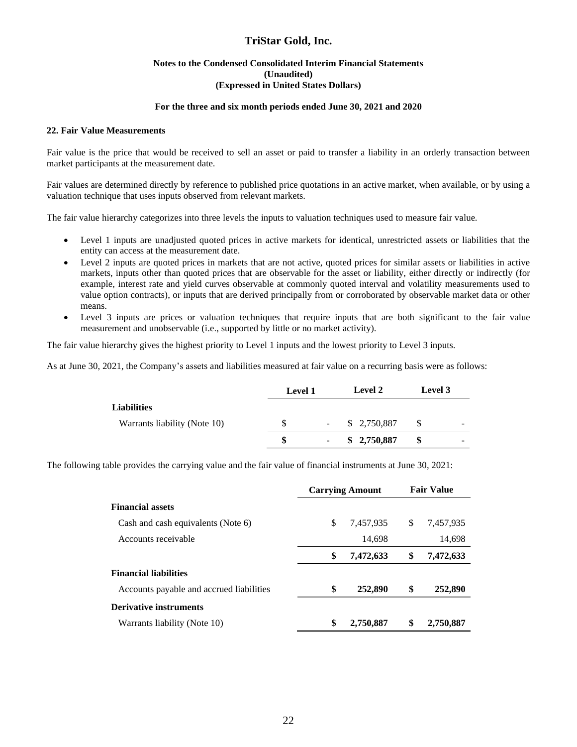# TriStar Gold, Inc.

**Notes to the Condensed Consolidated Interim Financial Statements**
**(Unaudited)**
**(Expressed in United States Dollars)**

**For the three and six month periods ended June 30, 2021 and 2020**

## 22. Fair Value Measurements

Fair value is the price that would be received to sell an asset or paid to transfer a liability in an orderly transaction between market participants at the measurement date.

Fair values are determined directly by reference to published price quotations in an active market, when available, or by using a valuation technique that uses inputs observed from relevant markets.

The fair value hierarchy categorizes into three levels the inputs to valuation techniques used to measure fair value.

- Level 1 inputs are unadjusted quoted prices in active markets for identical, unrestricted assets or liabilities that the entity can access at the measurement date.
- Level 2 inputs are quoted prices in markets that are not active, quoted prices for similar assets or liabilities in active markets, inputs other than quoted prices that are observable for the asset or liability, either directly or indirectly (for example, interest rate and yield curves observable at commonly quoted interval and volatility measurements used to value option contracts), or inputs that are derived principally from or corroborated by observable market data or other means.
- Level 3 inputs are prices or valuation techniques that require inputs that are both significant to the fair value measurement and unobservable (i.e., supported by little or no market activity).

The fair value hierarchy gives the highest priority to Level 1 inputs and the lowest priority to Level 3 inputs.

As at June 30, 2021, the Company's assets and liabilities measured at fair value on a recurring basis were as follows:

| | Level 1 | Level 2 | Level 3 |
|---|---|---|---|
| **Liabilities** | | | |
| Warrants liability (Note 10) | $ - | $ 2,750,887 | $ - |
| | **$ -** | **$ 2,750,887** | **$ -** |

The following table provides the carrying value and the fair value of financial instruments at June 30, 2021:

| | Carrying Amount | Fair Value |
|---|---|---|
| **Financial assets** | | |
| Cash and cash equivalents (Note 6) | $ 7,457,935 | $ 7,457,935 |
| Accounts receivable | 14,698 | 14,698 |
| | **$ 7,472,633** | **$ 7,472,633** |
| **Financial liabilities** | | |
| Accounts payable and accrued liabilities | **$ 252,890** | **$ 252,890** |
| **Derivative instruments** | | |
| Warrants liability (Note 10) | **$ 2,750,887** | **$ 2,750,887** |